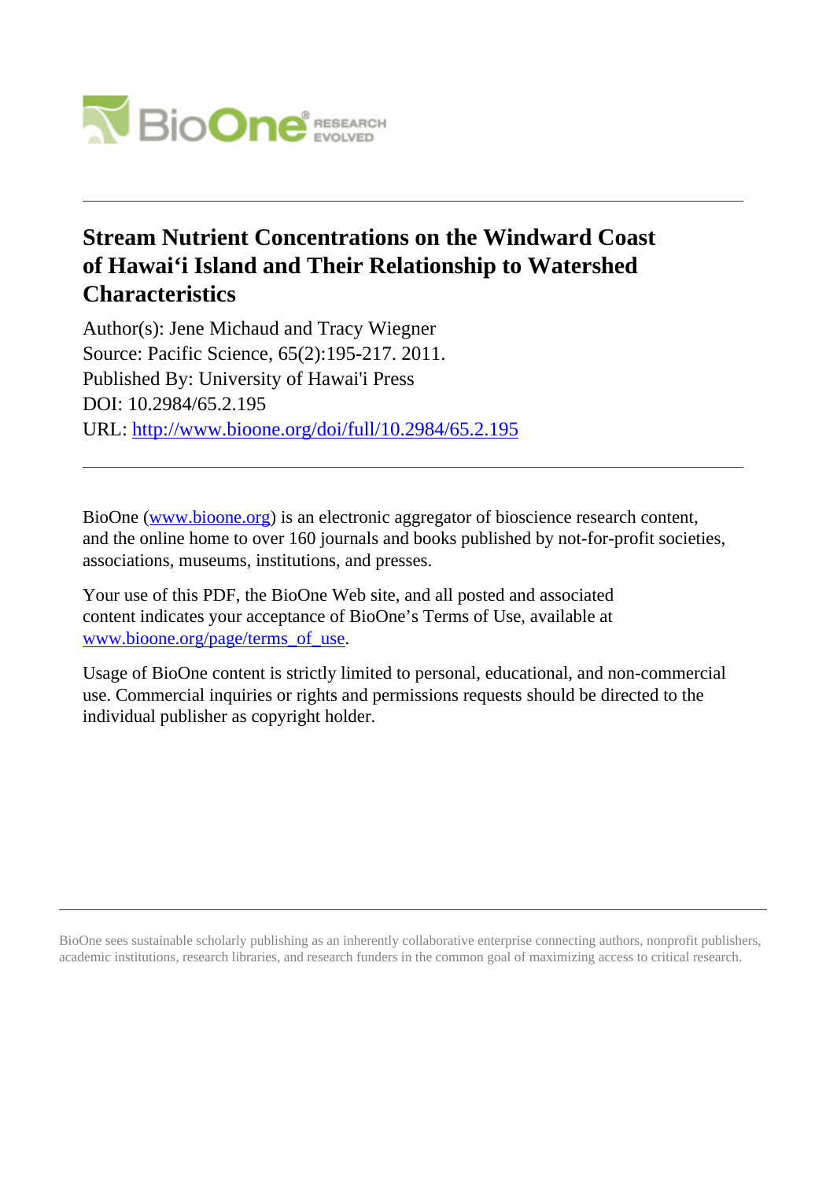# Stream Nutrient Concentrations on the Windward Coast of Hawai'i Island and Their Relationship to Watershed Characteristics

Author(s): Jene Michaud and Tracy Wiegner
Source: Pacific Science, 65(2):195-217. 2011.
Published By: University of Hawai'i Press
DOI: 10.2984/65.2.195
URL: http://www.bioone.org/doi/full/10.2984/65.2.195

---

BioOne (www.bioone.org) is an electronic aggregator of bioscience research content, and the online home to over 160 journals and books published by not-for-profit societies, associations, museums, institutions, and presses.

Your use of this PDF, the BioOne Web site, and all posted and associated content indicates your acceptance of BioOne's Terms of Use, available at www.bioone.org/page/terms_of_use.

Usage of BioOne content is strictly limited to personal, educational, and non-commercial use. Commercial inquiries or rights and permissions requests should be directed to the individual publisher as copyright holder.

---

BioOne sees sustainable scholarly publishing as an inherently collaborative enterprise connecting authors, nonprofit publishers, academic institutions, research libraries, and research funders in the common goal of maximizing access to critical research.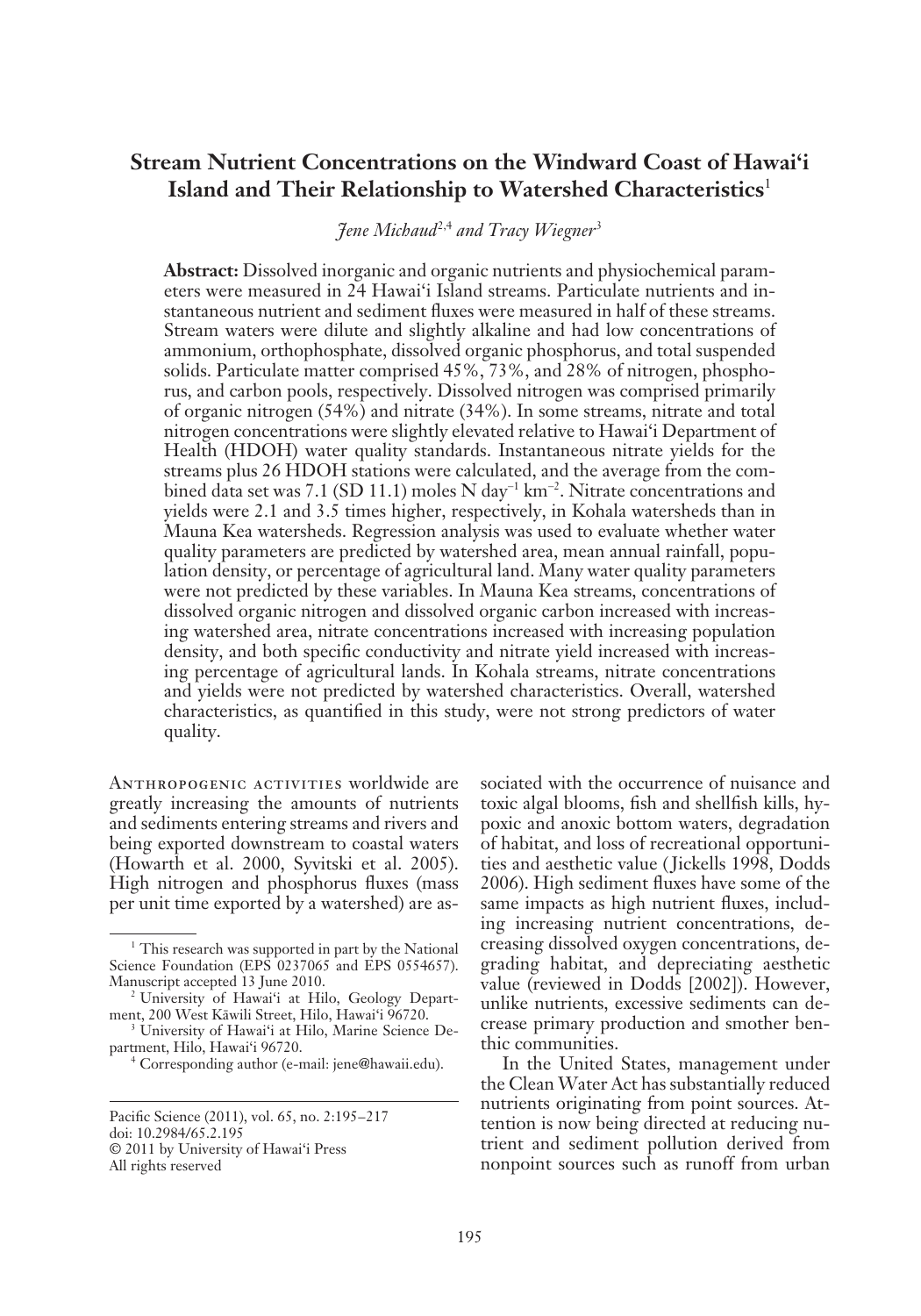# Stream Nutrient Concentrations on the Windward Coast of Hawai'i Island and Their Relationship to Watershed Characteristics[1]

*Jene Michaud*[2,4] *and Tracy Wiegner*[3]

**Abstract:** Dissolved inorganic and organic nutrients and physiochemical parameters were measured in 24 Hawai'i Island streams. Particulate nutrients and instantaneous nutrient and sediment fluxes were measured in half of these streams. Stream waters were dilute and slightly alkaline and had low concentrations of ammonium, orthophosphate, dissolved organic phosphorus, and total suspended solids. Particulate matter comprised 45%, 73%, and 28% of nitrogen, phosphorus, and carbon pools, respectively. Dissolved nitrogen was comprised primarily of organic nitrogen (54%) and nitrate (34%). In some streams, nitrate and total nitrogen concentrations were slightly elevated relative to Hawai'i Department of Health (HDOH) water quality standards. Instantaneous nitrate yields for the streams plus 26 HDOH stations were calculated, and the average from the combined data set was 7.1 (SD 11.1) moles N $day^{-1}$ $km^{-2}$. Nitrate concentrations and yields were 2.1 and 3.5 times higher, respectively, in Kohala watersheds than in Mauna Kea watersheds. Regression analysis was used to evaluate whether water quality parameters are predicted by watershed area, mean annual rainfall, population density, or percentage of agricultural land. Many water quality parameters were not predicted by these variables. In Mauna Kea streams, concentrations of dissolved organic nitrogen and dissolved organic carbon increased with increasing watershed area, nitrate concentrations increased with increasing population density, and both specific conductivity and nitrate yield increased with increasing percentage of agricultural lands. In Kohala streams, nitrate concentrations and yields were not predicted by watershed characteristics. Overall, watershed characteristics, as quantified in this study, were not strong predictors of water quality.

Anthropogenic activities worldwide are greatly increasing the amounts of nutrients and sediments entering streams and rivers and being exported downstream to coastal waters (Howarth et al. 2000, Syvitski et al. 2005). High nitrogen and phosphorus fluxes (mass per unit time exported by a watershed) are associated with the occurrence of nuisance and toxic algal blooms, fish and shellfish kills, hypoxic and anoxic bottom waters, degradation of habitat, and loss of recreational opportunities and aesthetic value (Jickells 1998, Dodds 2006). High sediment fluxes have some of the same impacts as high nutrient fluxes, including increasing nutrient concentrations, decreasing dissolved oxygen concentrations, degrading habitat, and depreciating aesthetic value (reviewed in Dodds [2002]). However, unlike nutrients, excessive sediments can decrease primary production and smother benthic communities.

In the United States, management under the Clean Water Act has substantially reduced nutrients originating from point sources. Attention is now being directed at reducing nutrient and sediment pollution derived from nonpoint sources such as runoff from urban

---

[1] This research was supported in part by the National Science Foundation (EPS 0237065 and EPS 0554657). Manuscript accepted 13 June 2010.

[2] University of Hawai'i at Hilo, Geology Department, 200 West Kāwili Street, Hilo, Hawai'i 96720.

[3] University of Hawai'i at Hilo, Marine Science Department, Hilo, Hawai'i 96720.

[4] Corresponding author (e-mail: jene@hawaii.edu).

Pacific Science (2011), vol. 65, no. 2:195–217
doi: 10.2984/65.2.195
© 2011 by University of Hawai'i Press
All rights reserved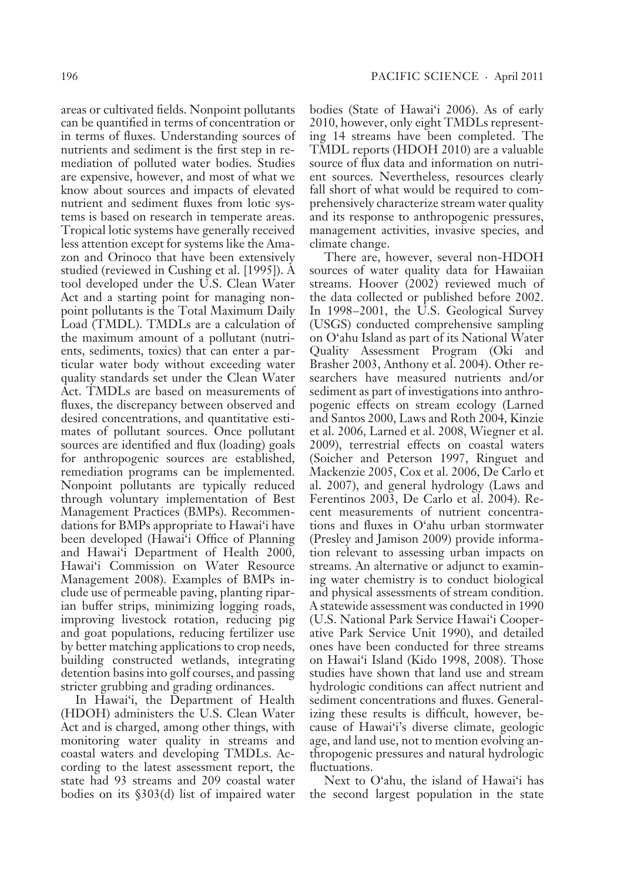areas or cultivated fields. Nonpoint pollutants can be quantified in terms of concentration or in terms of fluxes. Understanding sources of nutrients and sediment is the first step in remediation of polluted water bodies. Studies are expensive, however, and most of what we know about sources and impacts of elevated nutrient and sediment fluxes from lotic systems is based on research in temperate areas. Tropical lotic systems have generally received less attention except for systems like the Amazon and Orinoco that have been extensively studied (reviewed in Cushing et al. [1995]). A tool developed under the U.S. Clean Water Act and a starting point for managing nonpoint pollutants is the Total Maximum Daily Load (TMDL). TMDLs are a calculation of the maximum amount of a pollutant (nutrients, sediments, toxics) that can enter a particular water body without exceeding water quality standards set under the Clean Water Act. TMDLs are based on measurements of fluxes, the discrepancy between observed and desired concentrations, and quantitative estimates of pollutant sources. Once pollutant sources are identified and flux (loading) goals for anthropogenic sources are established, remediation programs can be implemented. Nonpoint pollutants are typically reduced through voluntary implementation of Best Management Practices (BMPs). Recommendations for BMPs appropriate to Hawai'i have been developed (Hawai'i Office of Planning and Hawai'i Department of Health 2000, Hawai'i Commission on Water Resource Management 2008). Examples of BMPs include use of permeable paving, planting riparian buffer strips, minimizing logging roads, improving livestock rotation, reducing pig and goat populations, reducing fertilizer use by better matching applications to crop needs, building constructed wetlands, integrating detention basins into golf courses, and passing stricter grubbing and grading ordinances.

In Hawai'i, the Department of Health (HDOH) administers the U.S. Clean Water Act and is charged, among other things, with monitoring water quality in streams and coastal waters and developing TMDLs. According to the latest assessment report, the state had 93 streams and 209 coastal water bodies on its §303(d) list of impaired water bodies (State of Hawai'i 2006). As of early 2010, however, only eight TMDLs representing 14 streams have been completed. The TMDL reports (HDOH 2010) are a valuable source of flux data and information on nutrient sources. Nevertheless, resources clearly fall short of what would be required to comprehensively characterize stream water quality and its response to anthropogenic pressures, management activities, invasive species, and climate change.

There are, however, several non-HDOH sources of water quality data for Hawaiian streams. Hoover (2002) reviewed much of the data collected or published before 2002. In 1998–2001, the U.S. Geological Survey (USGS) conducted comprehensive sampling on O'ahu Island as part of its National Water Quality Assessment Program (Oki and Brasher 2003, Anthony et al. 2004). Other researchers have measured nutrients and/or sediment as part of investigations into anthropogenic effects on stream ecology (Larned and Santos 2000, Laws and Roth 2004, Kinzie et al. 2006, Larned et al. 2008, Wiegner et al. 2009), terrestrial effects on coastal waters (Soicher and Peterson 1997, Ringuet and Mackenzie 2005, Cox et al. 2006, De Carlo et al. 2007), and general hydrology (Laws and Ferentinos 2003, De Carlo et al. 2004). Recent measurements of nutrient concentrations and fluxes in O'ahu urban stormwater (Presley and Jamison 2009) provide information relevant to assessing urban impacts on streams. An alternative or adjunct to examining water chemistry is to conduct biological and physical assessments of stream condition. A statewide assessment was conducted in 1990 (U.S. National Park Service Hawai'i Cooperative Park Service Unit 1990), and detailed ones have been conducted for three streams on Hawai'i Island (Kido 1998, 2008). Those studies have shown that land use and stream hydrologic conditions can affect nutrient and sediment concentrations and fluxes. Generalizing these results is difficult, however, because of Hawai'i's diverse climate, geologic age, and land use, not to mention evolving anthropogenic pressures and natural hydrologic fluctuations.

Next to O'ahu, the island of Hawai'i has the second largest population in the state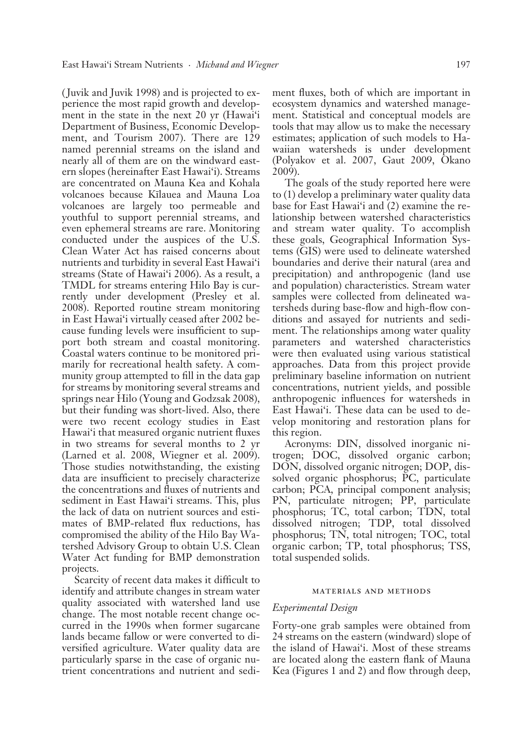(Juvik and Juvik 1998) and is projected to experience the most rapid growth and development in the state in the next 20 yr (Hawai'i Department of Business, Economic Development, and Tourism 2007). There are 129 named perennial streams on the island and nearly all of them are on the windward eastern slopes (hereinafter East Hawai'i). Streams are concentrated on Mauna Kea and Kohala volcanoes because Kīlauea and Mauna Loa volcanoes are largely too permeable and youthful to support perennial streams, and even ephemeral streams are rare. Monitoring conducted under the auspices of the U.S. Clean Water Act has raised concerns about nutrients and turbidity in several East Hawai'i streams (State of Hawai'i 2006). As a result, a TMDL for streams entering Hilo Bay is currently under development (Presley et al. 2008). Reported routine stream monitoring in East Hawai'i virtually ceased after 2002 because funding levels were insufficient to support both stream and coastal monitoring. Coastal waters continue to be monitored primarily for recreational health safety. A community group attempted to fill in the data gap for streams by monitoring several streams and springs near Hilo (Young and Godzsak 2008), but their funding was short-lived. Also, there were two recent ecology studies in East Hawai'i that measured organic nutrient fluxes in two streams for several months to 2 yr (Larned et al. 2008, Wiegner et al. 2009). Those studies notwithstanding, the existing data are insufficient to precisely characterize the concentrations and fluxes of nutrients and sediment in East Hawai'i streams. This, plus the lack of data on nutrient sources and estimates of BMP-related flux reductions, has compromised the ability of the Hilo Bay Watershed Advisory Group to obtain U.S. Clean Water Act funding for BMP demonstration projects.

Scarcity of recent data makes it difficult to identify and attribute changes in stream water quality associated with watershed land use change. The most notable recent change occurred in the 1990s when former sugarcane lands became fallow or were converted to diversified agriculture. Water quality data are particularly sparse in the case of organic nutrient concentrations and nutrient and sediment fluxes, both of which are important in ecosystem dynamics and watershed management. Statistical and conceptual models are tools that may allow us to make the necessary estimates; application of such models to Hawaiian watersheds is under development (Polyakov et al. 2007, Gaut 2009, Okano 2009).

The goals of the study reported here were to (1) develop a preliminary water quality data base for East Hawai'i and (2) examine the relationship between watershed characteristics and stream water quality. To accomplish these goals, Geographical Information Systems (GIS) were used to delineate watershed boundaries and derive their natural (area and precipitation) and anthropogenic (land use and population) characteristics. Stream water samples were collected from delineated watersheds during base-flow and high-flow conditions and assayed for nutrients and sediment. The relationships among water quality parameters and watershed characteristics were then evaluated using various statistical approaches. Data from this project provide preliminary baseline information on nutrient concentrations, nutrient yields, and possible anthropogenic influences for watersheds in East Hawai'i. These data can be used to develop monitoring and restoration plans for this region.

Acronyms: DIN, dissolved inorganic nitrogen; DOC, dissolved organic carbon; DON, dissolved organic nitrogen; DOP, dissolved organic phosphorus; PC, particulate carbon; PCA, principal component analysis; PN, particulate nitrogen; PP, particulate phosphorus; TC, total carbon; TDN, total dissolved nitrogen; TDP, total dissolved phosphorus; TN, total nitrogen; TOC, total organic carbon; TP, total phosphorus; TSS, total suspended solids.

## MATERIALS AND METHODS

### *Experimental Design*

Forty-one grab samples were obtained from 24 streams on the eastern (windward) slope of the island of Hawai'i. Most of these streams are located along the eastern flank of Mauna Kea (Figures 1 and 2) and flow through deep,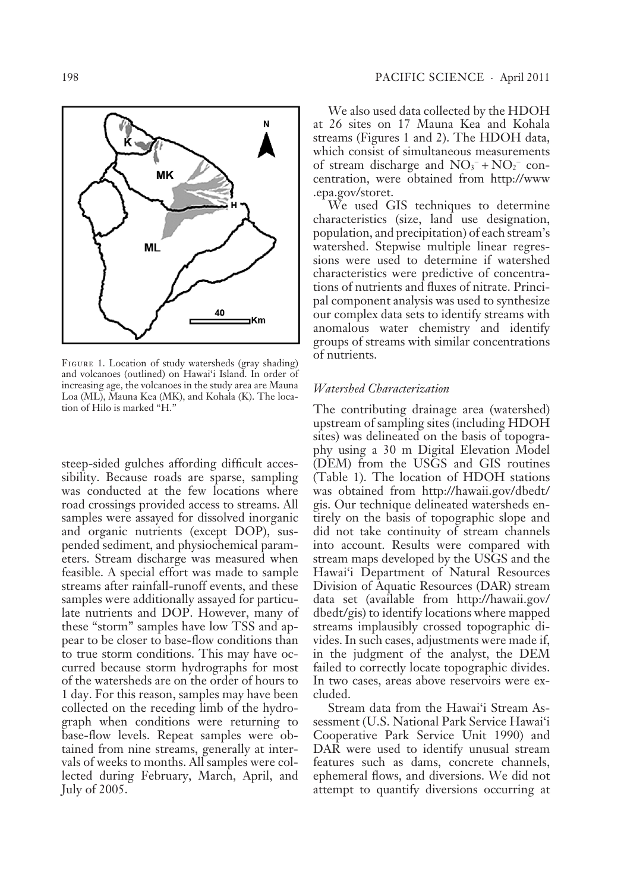Figure 1. Location of study watersheds (gray shading) and volcanoes (outlined) on Hawai'i Island. In order of increasing age, the volcanoes in the study area are Mauna Loa (ML), Mauna Kea (MK), and Kohala (K). The location of Hilo is marked "H."

steep-sided gulches affording difficult accessibility. Because roads are sparse, sampling was conducted at the few locations where road crossings provided access to streams. All samples were assayed for dissolved inorganic and organic nutrients (except DOP), suspended sediment, and physiochemical parameters. Stream discharge was measured when feasible. A special effort was made to sample streams after rainfall-runoff events, and these samples were additionally assayed for particulate nutrients and DOP. However, many of these "storm" samples have low TSS and appear to be closer to base-flow conditions than to true storm conditions. This may have occurred because storm hydrographs for most of the watersheds are on the order of hours to 1 day. For this reason, samples may have been collected on the receding limb of the hydrograph when conditions were returning to base-flow levels. Repeat samples were obtained from nine streams, generally at intervals of weeks to months. All samples were collected during February, March, April, and July of 2005.

We also used data collected by the HDOH at 26 sites on 17 Mauna Kea and Kohala streams (Figures 1 and 2). The HDOH data, which consist of simultaneous measurements of stream discharge and $NO_3^- + NO_2^-$ concentration, were obtained from http://www.epa.gov/storet.

We used GIS techniques to determine characteristics (size, land use designation, population, and precipitation) of each stream's watershed. Stepwise multiple linear regressions were used to determine if watershed characteristics were predictive of concentrations of nutrients and fluxes of nitrate. Principal component analysis was used to synthesize our complex data sets to identify streams with anomalous water chemistry and identify groups of streams with similar concentrations of nutrients.

### *Watershed Characterization*

The contributing drainage area (watershed) upstream of sampling sites (including HDOH sites) was delineated on the basis of topography using a 30 m Digital Elevation Model (DEM) from the USGS and GIS routines (Table 1). The location of HDOH stations was obtained from http://hawaii.gov/dbedt/gis. Our technique delineated watersheds entirely on the basis of topographic slope and did not take continuity of stream channels into account. Results were compared with stream maps developed by the USGS and the Hawai'i Department of Natural Resources Division of Aquatic Resources (DAR) stream data set (available from http://hawaii.gov/dbedt/gis) to identify locations where mapped streams implausibly crossed topographic divides. In such cases, adjustments were made if, in the judgment of the analyst, the DEM failed to correctly locate topographic divides. In two cases, areas above reservoirs were excluded.

Stream data from the Hawai'i Stream Assessment (U.S. National Park Service Hawai'i Cooperative Park Service Unit 1990) and DAR were used to identify unusual stream features such as dams, concrete channels, ephemeral flows, and diversions. We did not attempt to quantify diversions occurring at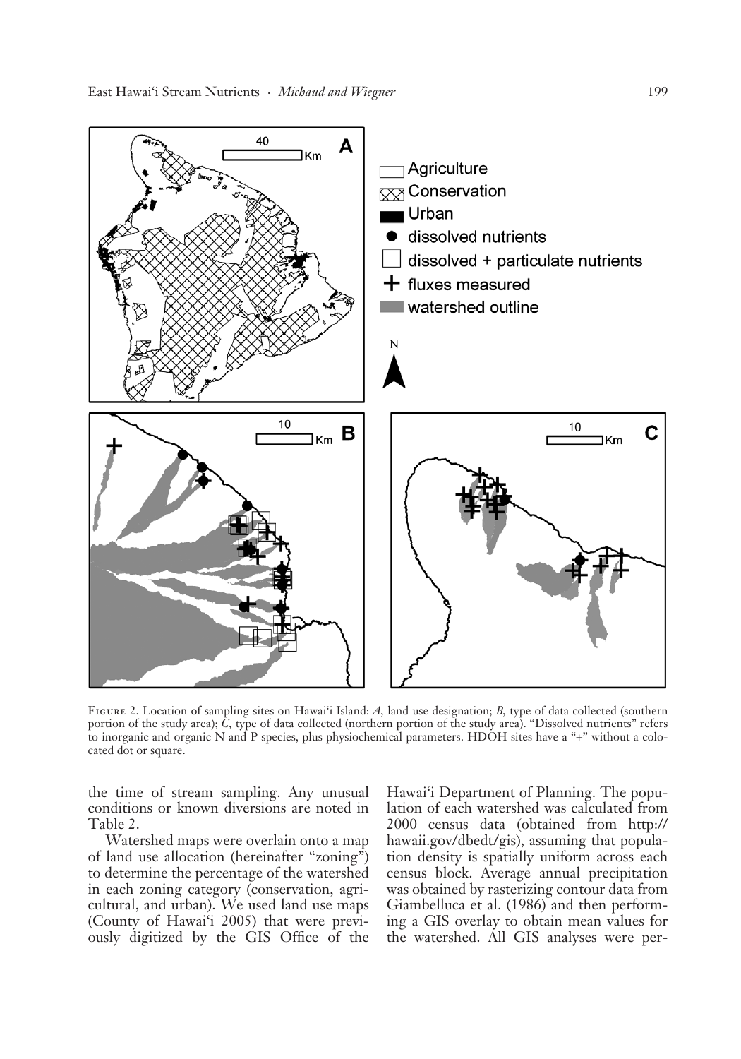Figure 2. Location of sampling sites on Hawai'i Island: *A*, land use designation; *B*, type of data collected (southern portion of the study area); *C*, type of data collected (northern portion of the study area). "Dissolved nutrients" refers to inorganic and organic N and P species, plus physiochemical parameters. HDOH sites have a "+" without a colocated dot or square.

the time of stream sampling. Any unusual conditions or known diversions are noted in Table 2.

Watershed maps were overlain onto a map of land use allocation (hereinafter "zoning") to determine the percentage of the watershed in each zoning category (conservation, agricultural, and urban). We used land use maps (County of Hawai'i 2005) that were previously digitized by the GIS Office of the Hawai'i Department of Planning. The population of each watershed was calculated from 2000 census data (obtained from http://hawaii.gov/dbedt/gis), assuming that population density is spatially uniform across each census block. Average annual precipitation was obtained by rasterizing contour data from Giambelluca et al. (1986) and then performing a GIS overlay to obtain mean values for the watershed. All GIS analyses were per-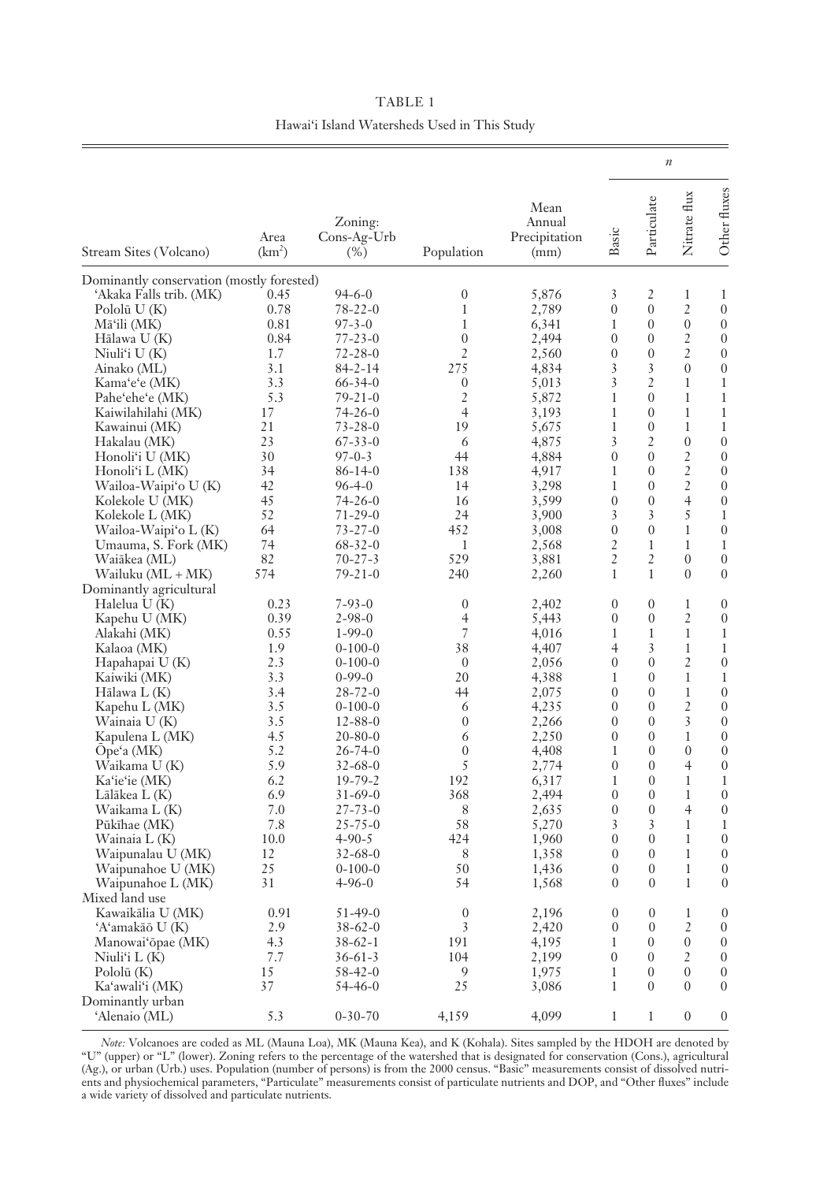TABLE 1

Hawai'i Island Watersheds Used in This Study

| Stream Sites (Volcano) | Area (km²) | Zoning: Cons-Ag-Urb (%) | Population | Mean Annual Precipitation (mm) | *n* | | | |
|---|---|---|---|---|---|---|---|---|
| | | | | | Basic | Particulate | Nitrate flux | Other fluxes |
| Dominantly conservation (mostly forested) | | | | | | | | |
| 'Akaka Falls trib. (MK) | 0.45 | 94-6-0 | 0 | 5,876 | 3 | 2 | 1 | 1 |
| Pololū U (K) | 0.78 | 78-22-0 | 1 | 2,789 | 0 | 0 | 2 | 0 |
| Mā'ili (MK) | 0.81 | 97-3-0 | 1 | 6,341 | 1 | 0 | 0 | 0 |
| Hālawa U (K) | 0.84 | 77-23-0 | 0 | 2,494 | 0 | 0 | 2 | 0 |
| Niuli'i U (K) | 1.7 | 72-28-0 | 2 | 2,560 | 0 | 0 | 2 | 0 |
| Ainako (ML) | 3.1 | 84-2-14 | 275 | 4,834 | 3 | 3 | 0 | 0 |
| Kama'e'e (MK) | 3.3 | 66-34-0 | 0 | 5,013 | 3 | 2 | 1 | 1 |
| Pahe'ehe'e (MK) | 5.3 | 79-21-0 | 2 | 5,872 | 1 | 0 | 1 | 1 |
| Kaiwilahilahi (MK) | 17 | 74-26-0 | 4 | 3,193 | 1 | 0 | 1 | 1 |
| Kawainui (MK) | 21 | 73-28-0 | 19 | 5,675 | 1 | 0 | 1 | 1 |
| Hakalau (MK) | 23 | 67-33-0 | 6 | 4,875 | 3 | 2 | 0 | 0 |
| Honoli'i U (MK) | 30 | 97-0-3 | 44 | 4,884 | 0 | 0 | 2 | 0 |
| Honoli'i L (MK) | 34 | 86-14-0 | 138 | 4,917 | 1 | 0 | 2 | 0 |
| Wailoa-Waipi'o U (K) | 42 | 96-4-0 | 14 | 3,298 | 1 | 0 | 2 | 0 |
| Kolekole U (MK) | 45 | 74-26-0 | 16 | 3,599 | 0 | 0 | 4 | 0 |
| Kolekole L (MK) | 52 | 71-29-0 | 24 | 3,900 | 3 | 3 | 5 | 1 |
| Wailoa-Waipi'o L (K) | 64 | 73-27-0 | 452 | 3,008 | 0 | 0 | 1 | 0 |
| Umauma, S. Fork (MK) | 74 | 68-32-0 | 1 | 2,568 | 2 | 1 | 1 | 1 |
| Waiākea (ML) | 82 | 70-27-3 | 529 | 3,881 | 2 | 2 | 0 | 0 |
| Wailuku (ML + MK) | 574 | 79-21-0 | 240 | 2,260 | 1 | 1 | 0 | 0 |
| Dominantly agricultural | | | | | | | | |
| Halelua U (K) | 0.23 | 7-93-0 | 0 | 2,402 | 0 | 0 | 1 | 0 |
| Kapehu U (MK) | 0.39 | 2-98-0 | 4 | 5,443 | 0 | 0 | 2 | 0 |
| Alakahi (MK) | 0.55 | 1-99-0 | 7 | 4,016 | 1 | 1 | 1 | 1 |
| Kalaoa (MK) | 1.9 | 0-100-0 | 38 | 4,407 | 4 | 3 | 1 | 1 |
| Hapahapai U (K) | 2.3 | 0-100-0 | 0 | 2,056 | 0 | 0 | 2 | 0 |
| Kaiwiki (MK) | 3.3 | 0-99-0 | 20 | 4,388 | 1 | 0 | 1 | 1 |
| Hālawa L (K) | 3.4 | 28-72-0 | 44 | 2,075 | 0 | 0 | 1 | 0 |
| Kapehu L (MK) | 3.5 | 0-100-0 | 6 | 4,235 | 0 | 0 | 2 | 0 |
| Wainaia U (K) | 3.5 | 12-88-0 | 0 | 2,266 | 0 | 0 | 3 | 0 |
| Kapulena L (MK) | 4.5 | 20-80-0 | 6 | 2,250 | 0 | 0 | 1 | 0 |
| Ōpe'a (MK) | 5.2 | 26-74-0 | 0 | 4,408 | 1 | 0 | 0 | 0 |
| Waikama U (K) | 5.9 | 32-68-0 | 5 | 2,774 | 0 | 0 | 4 | 0 |
| Ka'ie'ie (MK) | 6.2 | 19-79-2 | 192 | 6,317 | 1 | 0 | 1 | 1 |
| Lālākea L (K) | 6.9 | 31-69-0 | 368 | 2,494 | 0 | 0 | 1 | 0 |
| Waikama L (K) | 7.0 | 27-73-0 | 8 | 2,635 | 0 | 0 | 4 | 0 |
| Pūkīhae (MK) | 7.8 | 25-75-0 | 58 | 5,270 | 3 | 3 | 1 | 1 |
| Wainaia L (K) | 10.0 | 4-90-5 | 424 | 1,960 | 0 | 0 | 1 | 0 |
| Waipunalau U (MK) | 12 | 32-68-0 | 8 | 1,358 | 0 | 0 | 1 | 0 |
| Waipunahoe U (MK) | 25 | 0-100-0 | 50 | 1,436 | 0 | 0 | 1 | 0 |
| Waipunahoe L (MK) | 31 | 4-96-0 | 54 | 1,568 | 0 | 0 | 1 | 0 |
| Mixed land use | | | | | | | | |
| Kawaikālia U (MK) | 0.91 | 51-49-0 | 0 | 2,196 | 0 | 0 | 1 | 0 |
| 'A'amakāō U (K) | 2.9 | 38-62-0 | 3 | 2,420 | 0 | 0 | 2 | 0 |
| Manowai'ōpae (MK) | 4.3 | 38-62-1 | 191 | 4,195 | 1 | 0 | 0 | 0 |
| Niuli'i L (K) | 7.7 | 36-61-3 | 104 | 2,199 | 0 | 0 | 2 | 0 |
| Pololū (K) | 15 | 58-42-0 | 9 | 1,975 | 1 | 0 | 0 | 0 |
| Ka'awali'i (MK) | 37 | 54-46-0 | 25 | 3,086 | 1 | 0 | 0 | 0 |
| Dominantly urban | | | | | | | | |
| 'Alenaio (ML) | 5.3 | 0-30-70 | 4,159 | 4,099 | 1 | 1 | 0 | 0 |

*Note:* Volcanoes are coded as ML (Mauna Loa), MK (Mauna Kea), and K (Kohala). Sites sampled by the HDOH are denoted by "U" (upper) or "L" (lower). Zoning refers to the percentage of the watershed that is designated for conservation (Cons.), agricultural (Ag.), or urban (Urb.) uses. Population (number of persons) is from the 2000 census. "Basic" measurements consist of dissolved nutrients and physiochemical parameters, "Particulate" measurements consist of particulate nutrients and DOP, and "Other fluxes" include a wide variety of dissolved and particulate nutrients.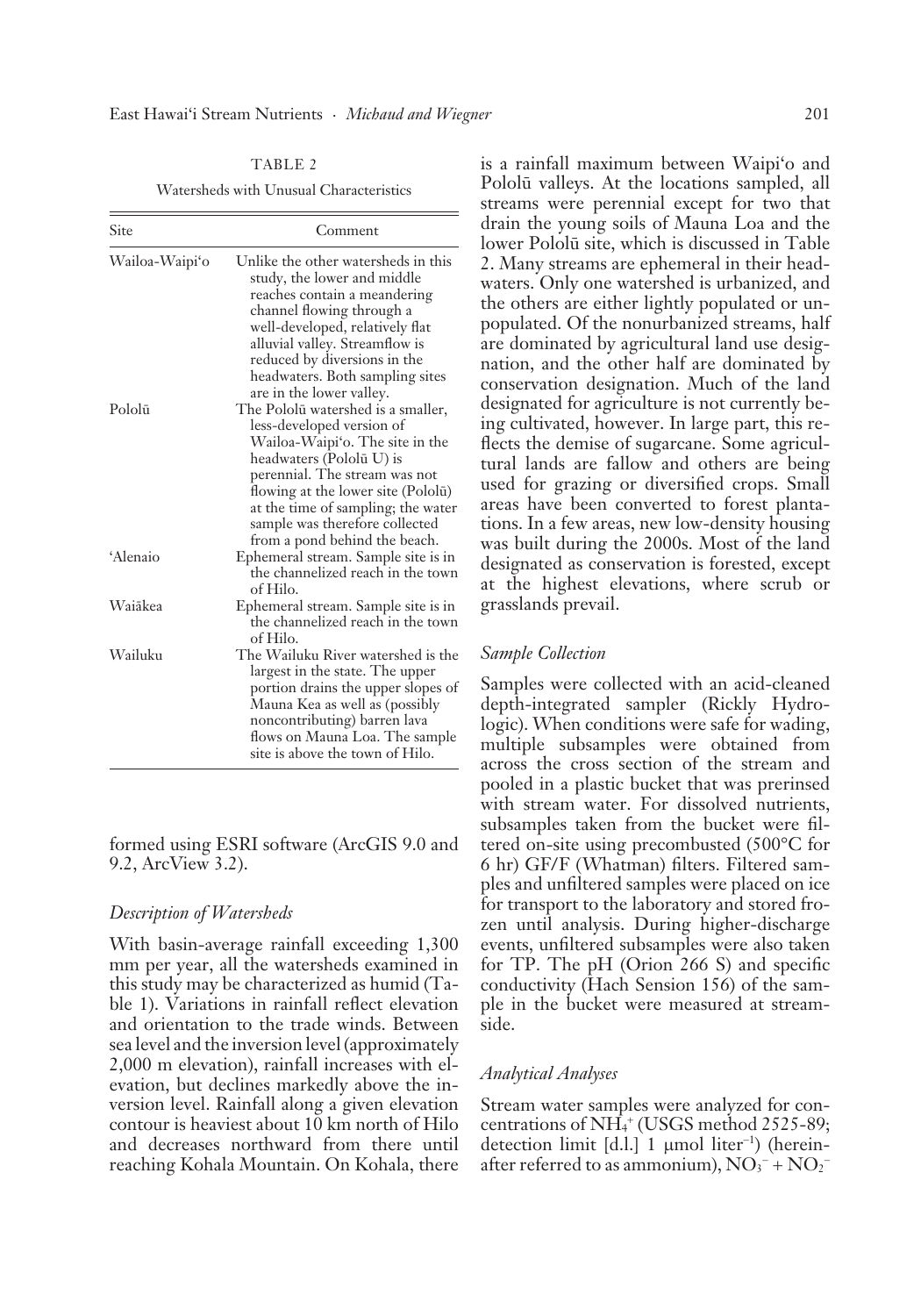TABLE 2

Watersheds with Unusual Characteristics

| Site | Comment |
| --- | --- |
| Wailoa-Waipi'o | Unlike the other watersheds in this study, the lower and middle reaches contain a meandering channel flowing through a well-developed, relatively flat alluvial valley. Streamflow is reduced by diversions in the headwaters. Both sampling sites are in the lower valley. |
| Pololū | The Pololū watershed is a smaller, less-developed version of Wailoa-Waipi'o. The site in the headwaters (Pololū U) is perennial. The stream was not flowing at the lower site (Pololū) at the time of sampling; the water sample was therefore collected from a pond behind the beach. |
| 'Alenaio | Ephemeral stream. Sample site is in the channelized reach in the town of Hilo. |
| Waiākea | Ephemeral stream. Sample site is in the channelized reach in the town of Hilo. |
| Wailuku | The Wailuku River watershed is the largest in the state. The upper portion drains the upper slopes of Mauna Kea as well as (possibly noncontributing) barren lava flows on Mauna Loa. The sample site is above the town of Hilo. |

formed using ESRI software (ArcGIS 9.0 and 9.2, ArcView 3.2).

### *Description of Watersheds*

With basin-average rainfall exceeding 1,300 mm per year, all the watersheds examined in this study may be characterized as humid (Table 1). Variations in rainfall reflect elevation and orientation to the trade winds. Between sea level and the inversion level (approximately 2,000 m elevation), rainfall increases with elevation, but declines markedly above the inversion level. Rainfall along a given elevation contour is heaviest about 10 km north of Hilo and decreases northward from there until reaching Kohala Mountain. On Kohala, there is a rainfall maximum between Waipi'o and Pololū valleys. At the locations sampled, all streams were perennial except for two that drain the young soils of Mauna Loa and the lower Pololū site, which is discussed in Table 2. Many streams are ephemeral in their headwaters. Only one watershed is urbanized, and the others are either lightly populated or unpopulated. Of the nonurbanized streams, half are dominated by agricultural land use designation, and the other half are dominated by conservation designation. Much of the land designated for agriculture is not currently being cultivated, however. In large part, this reflects the demise of sugarcane. Some agricultural lands are fallow and others are being used for grazing or diversified crops. Small areas have been converted to forest plantations. In a few areas, new low-density housing was built during the 2000s. Most of the land designated as conservation is forested, except at the highest elevations, where scrub or grasslands prevail.

### *Sample Collection*

Samples were collected with an acid-cleaned depth-integrated sampler (Rickly Hydrologic). When conditions were safe for wading, multiple subsamples were obtained from across the cross section of the stream and pooled in a plastic bucket that was prerinsed with stream water. For dissolved nutrients, subsamples taken from the bucket were filtered on-site using precombusted (500°C for 6 hr) GF/F (Whatman) filters. Filtered samples and unfiltered samples were placed on ice for transport to the laboratory and stored frozen until analysis. During higher-discharge events, unfiltered subsamples were also taken for TP. The pH (Orion 266 S) and specific conductivity (Hach Sension 156) of the sample in the bucket were measured at streamside.

### *Analytical Analyses*

Stream water samples were analyzed for concentrations of $NH_4^+$ (USGS method 2525-89; detection limit [d.l.] 1 μmol liter$^{-1}$) (hereinafter referred to as ammonium), $NO_3^- + NO_2^-$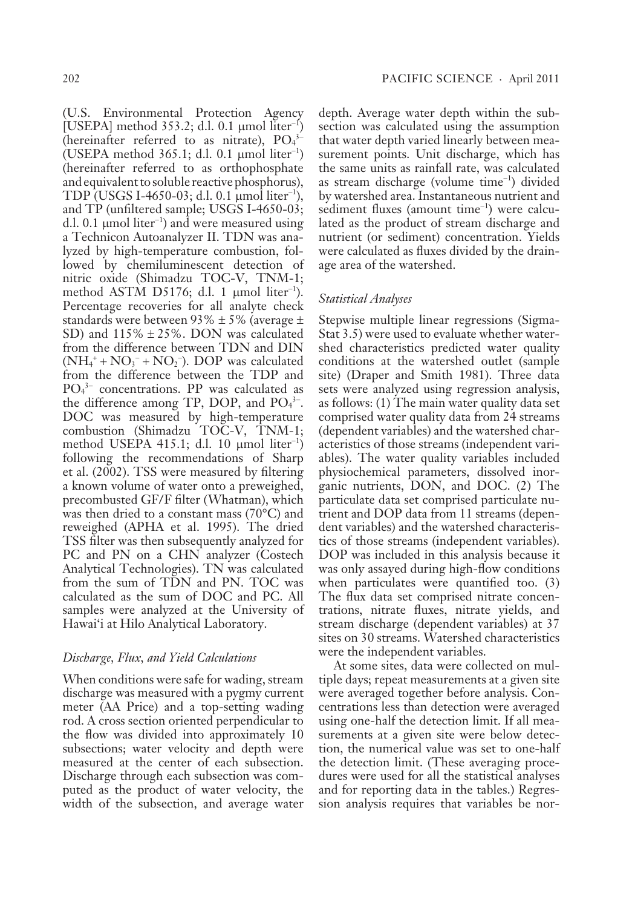(U.S. Environmental Protection Agency [USEPA] method 353.2; d.l. 0.1 μmol liter$^{-1}$) (hereinafter referred to as nitrate), $PO_4^{3-}$ (USEPA method 365.1; d.l. 0.1 μmol liter$^{-1}$) (hereinafter referred to as orthophosphate and equivalent to soluble reactive phosphorus), TDP (USGS I-4650-03; d.l. 0.1 μmol liter$^{-1}$), and TP (unfiltered sample; USGS I-4650-03; d.l. 0.1 μmol liter$^{-1}$) and were measured using a Technicon Autoanalyzer II. TDN was analyzed by high-temperature combustion, followed by chemiluminescent detection of nitric oxide (Shimadzu TOC-V, TNM-1; method ASTM D5176; d.l. 1 μmol liter$^{-1}$). Percentage recoveries for all analyte check standards were between 93% ± 5% (average ± SD) and 115% ± 25%. DON was calculated from the difference between TDN and DIN ($NH_4^+ + NO_3^- + NO_2^-$). DOP was calculated from the difference between the TDP and $PO_4^{3-}$ concentrations. PP was calculated as the difference among TP, DOP, and $PO_4^{3-}$. DOC was measured by high-temperature combustion (Shimadzu TOC-V, TNM-1; method USEPA 415.1; d.l. 10 μmol liter$^{-1}$) following the recommendations of Sharp et al. (2002). TSS were measured by filtering a known volume of water onto a preweighed, precombusted GF/F filter (Whatman), which was then dried to a constant mass (70°C) and reweighed (APHA et al. 1995). The dried TSS filter was then subsequently analyzed for PC and PN on a CHN analyzer (Costech Analytical Technologies). TN was calculated from the sum of TDN and PN. TOC was calculated as the sum of DOC and PC. All samples were analyzed at the University of Hawai'i at Hilo Analytical Laboratory.

### *Discharge, Flux, and Yield Calculations*

When conditions were safe for wading, stream discharge was measured with a pygmy current meter (AA Price) and a top-setting wading rod. A cross section oriented perpendicular to the flow was divided into approximately 10 subsections; water velocity and depth were measured at the center of each subsection. Discharge through each subsection was computed as the product of water velocity, the width of the subsection, and average water depth. Average water depth within the subsection was calculated using the assumption that water depth varied linearly between measurement points. Unit discharge, which has the same units as rainfall rate, was calculated as stream discharge (volume time$^{-1}$) divided by watershed area. Instantaneous nutrient and sediment fluxes (amount time$^{-1}$) were calculated as the product of stream discharge and nutrient (or sediment) concentration. Yields were calculated as fluxes divided by the drainage area of the watershed.

### *Statistical Analyses*

Stepwise multiple linear regressions (SigmaStat 3.5) were used to evaluate whether watershed characteristics predicted water quality conditions at the watershed outlet (sample site) (Draper and Smith 1981). Three data sets were analyzed using regression analysis, as follows: (1) The main water quality data set comprised water quality data from 24 streams (dependent variables) and the watershed characteristics of those streams (independent variables). The water quality variables included physiochemical parameters, dissolved inorganic nutrients, DON, and DOC. (2) The particulate data set comprised particulate nutrient and DOP data from 11 streams (dependent variables) and the watershed characteristics of those streams (independent variables). DOP was included in this analysis because it was only assayed during high-flow conditions when particulates were quantified too. (3) The flux data set comprised nitrate concentrations, nitrate fluxes, nitrate yields, and stream discharge (dependent variables) at 37 sites on 30 streams. Watershed characteristics were the independent variables.

At some sites, data were collected on multiple days; repeat measurements at a given site were averaged together before analysis. Concentrations less than detection were averaged using one-half the detection limit. If all measurements at a given site were below detection, the numerical value was set to one-half the detection limit. (These averaging procedures were used for all the statistical analyses and for reporting data in the tables.) Regression analysis requires that variables be nor-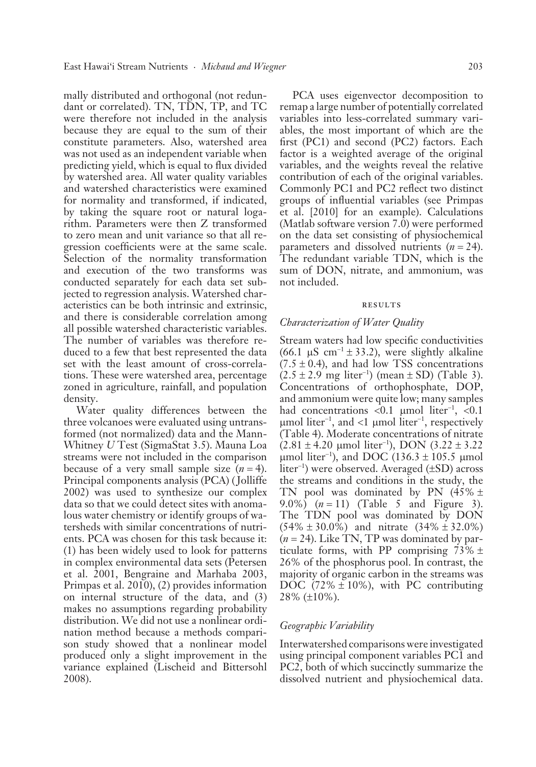mally distributed and orthogonal (not redundant or correlated). TN, TDN, TP, and TC were therefore not included in the analysis because they are equal to the sum of their constitute parameters. Also, watershed area was not used as an independent variable when predicting yield, which is equal to flux divided by watershed area. All water quality variables and watershed characteristics were examined for normality and transformed, if indicated, by taking the square root or natural logarithm. Parameters were then Z transformed to zero mean and unit variance so that all regression coefficients were at the same scale. Selection of the normality transformation and execution of the two transforms was conducted separately for each data set subjected to regression analysis. Watershed characteristics can be both intrinsic and extrinsic, and there is considerable correlation among all possible watershed characteristic variables. The number of variables was therefore reduced to a few that best represented the data set with the least amount of cross-correlations. These were watershed area, percentage zoned in agriculture, rainfall, and population density.

Water quality differences between the three volcanoes were evaluated using untransformed (not normalized) data and the Mann-Whitney *U* Test (SigmaStat 3.5). Mauna Loa streams were not included in the comparison because of a very small sample size ($n = 4$). Principal components analysis (PCA) (Jolliffe 2002) was used to synthesize our complex data so that we could detect sites with anomalous water chemistry or identify groups of watersheds with similar concentrations of nutrients. PCA was chosen for this task because it: (1) has been widely used to look for patterns in complex environmental data sets (Petersen et al. 2001, Bengraine and Marhaba 2003, Primpas et al. 2010), (2) provides information on internal structure of the data, and (3) makes no assumptions regarding probability distribution. We did not use a nonlinear ordination method because a methods comparison study showed that a nonlinear model produced only a slight improvement in the variance explained (Lischeid and Bittersohl 2008).

PCA uses eigenvector decomposition to remap a large number of potentially correlated variables into less-correlated summary variables, the most important of which are the first (PC1) and second (PC2) factors. Each factor is a weighted average of the original variables, and the weights reveal the relative contribution of each of the original variables. Commonly PC1 and PC2 reflect two distinct groups of influential variables (see Primpas et al. [2010] for an example). Calculations (Matlab software version 7.0) were performed on the data set consisting of physiochemical parameters and dissolved nutrients ($n = 24$). The redundant variable TDN, which is the sum of DON, nitrate, and ammonium, was not included.

## RESULTS

### *Characterization of Water Quality*

Stream waters had low specific conductivities (66.1 $\mu$S cm$^{-1}$ ± 33.2), were slightly alkaline (7.5 ± 0.4), and had low TSS concentrations (2.5 ± 2.9 mg liter$^{-1}$) (mean ± SD) (Table 3). Concentrations of orthophosphate, DOP, and ammonium were quite low; many samples had concentrations <0.1 $\mu$mol liter$^{-1}$, <0.1 $\mu$mol liter$^{-1}$, and <1 $\mu$mol liter$^{-1}$, respectively (Table 4). Moderate concentrations of nitrate (2.81 ± 4.20 $\mu$mol liter$^{-1}$), DON (3.22 ± 3.22 $\mu$mol liter$^{-1}$), and DOC (136.3 ± 105.5 $\mu$mol liter$^{-1}$) were observed. Averaged (±SD) across the streams and conditions in the study, the TN pool was dominated by PN (45% ± 9.0%) ($n = 11$) (Table 5 and Figure 3). The TDN pool was dominated by DON (54% ± 30.0%) and nitrate (34% ± 32.0%) ($n = 24$). Like TN, TP was dominated by particulate forms, with PP comprising 73% ± 26% of the phosphorus pool. In contrast, the majority of organic carbon in the streams was DOC (72% ± 10%), with PC contributing 28% (±10%).

### *Geographic Variability*

Interwatershed comparisons were investigated using principal component variables PC1 and PC2, both of which succinctly summarize the dissolved nutrient and physiochemical data.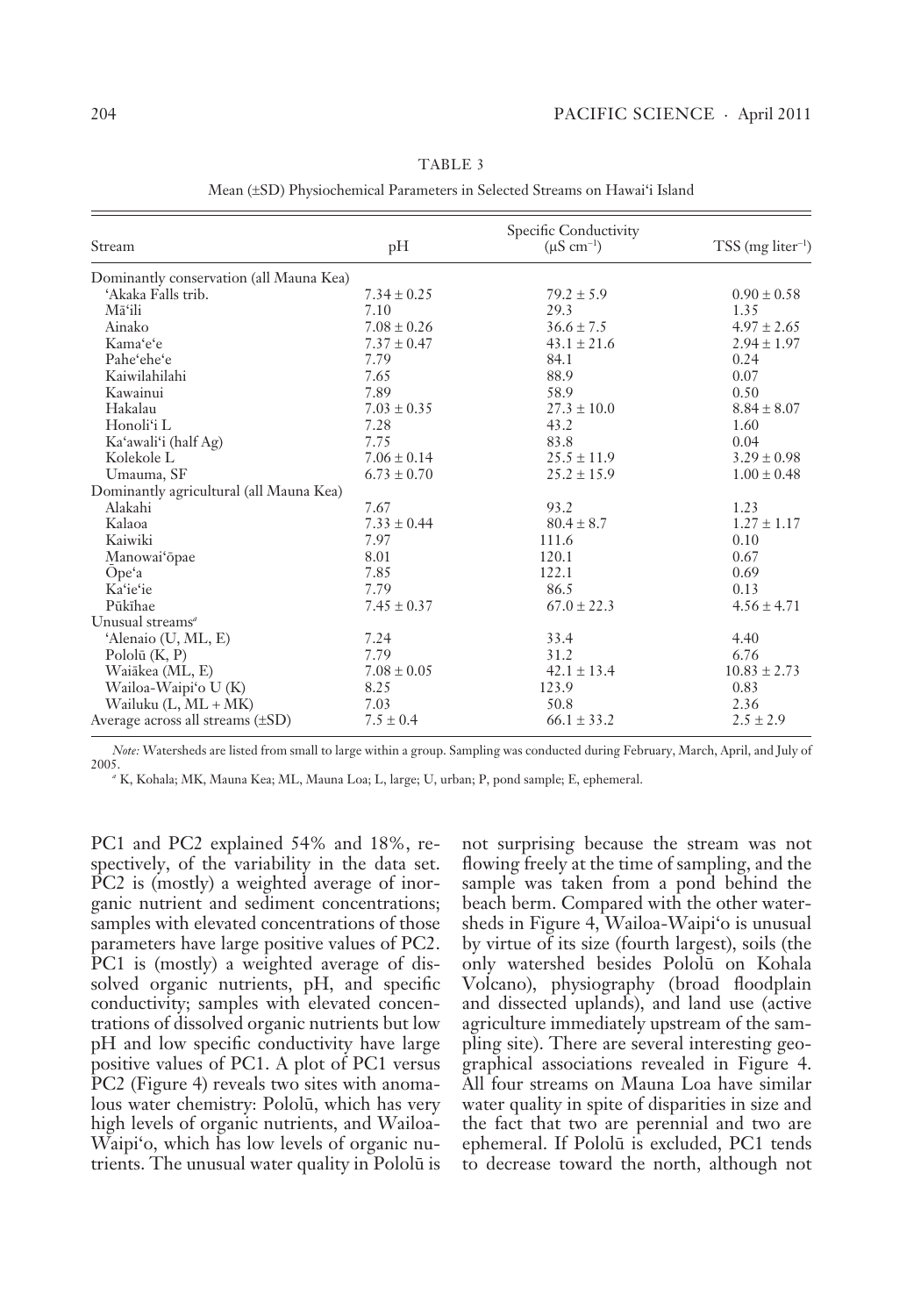TABLE 3

Mean (±SD) Physiochemical Parameters in Selected Streams on Hawai'i Island

| Stream | pH | Specific Conductivity ($\mu S\ cm^{-1}$) | TSS (mg $liter^{-1}$) |
|---|---|---|---|
| Dominantly conservation (all Mauna Kea) | | | |
| 'Akaka Falls trib. | 7.34 ± 0.25 | 79.2 ± 5.9 | 0.90 ± 0.58 |
| Mā'ili | 7.10 | 29.3 | 1.35 |
| Ainako | 7.08 ± 0.26 | 36.6 ± 7.5 | 4.97 ± 2.65 |
| Kama'e'e | 7.37 ± 0.47 | 43.1 ± 21.6 | 2.94 ± 1.97 |
| Pahe'ehe'e | 7.79 | 84.1 | 0.24 |
| Kaiwilahilahi | 7.65 | 88.9 | 0.07 |
| Kawainui | 7.89 | 58.9 | 0.50 |
| Hakalau | 7.03 ± 0.35 | 27.3 ± 10.0 | 8.84 ± 8.07 |
| Honoli'i L | 7.28 | 43.2 | 1.60 |
| Ka'awali'i (half Ag) | 7.75 | 83.8 | 0.04 |
| Kolekole L | 7.06 ± 0.14 | 25.5 ± 11.9 | 3.29 ± 0.98 |
| Umauma, SF | 6.73 ± 0.70 | 25.2 ± 15.9 | 1.00 ± 0.48 |
| Dominantly agricultural (all Mauna Kea) | | | |
| Alakahi | 7.67 | 93.2 | 1.23 |
| Kalaoa | 7.33 ± 0.44 | 80.4 ± 8.7 | 1.27 ± 1.17 |
| Kaiwiki | 7.97 | 111.6 | 0.10 |
| Manowai'ōpae | 8.01 | 120.1 | 0.67 |
| Ōpe'a | 7.85 | 122.1 | 0.69 |
| Ka'ie'ie | 7.79 | 86.5 | 0.13 |
| Pūkīhae | 7.45 ± 0.37 | 67.0 ± 22.3 | 4.56 ± 4.71 |
| Unusual streams[a] | | | |
| 'Alenaio (U, ML, E) | 7.24 | 33.4 | 4.40 |
| Pololū (K, P) | 7.79 | 31.2 | 6.76 |
| Waiākea (ML, E) | 7.08 ± 0.05 | 42.1 ± 13.4 | 10.83 ± 2.73 |
| Wailoa-Waipi'o U (K) | 8.25 | 123.9 | 0.83 |
| Wailuku (L, ML + MK) | 7.03 | 50.8 | 2.36 |
| Average across all streams (±SD) | 7.5 ± 0.4 | 66.1 ± 33.2 | 2.5 ± 2.9 |

*Note:* Watersheds are listed from small to large within a group. Sampling was conducted during February, March, April, and July of 2005.

[a] K, Kohala; MK, Mauna Kea; ML, Mauna Loa; L, large; U, urban; P, pond sample; E, ephemeral.

PC1 and PC2 explained 54% and 18%, respectively, of the variability in the data set. PC2 is (mostly) a weighted average of inorganic nutrient and sediment concentrations; samples with elevated concentrations of those parameters have large positive values of PC2. PC1 is (mostly) a weighted average of dissolved organic nutrients, pH, and specific conductivity; samples with elevated concentrations of dissolved organic nutrients but low pH and low specific conductivity have large positive values of PC1. A plot of PC1 versus PC2 (Figure 4) reveals two sites with anomalous water chemistry: Pololū, which has very high levels of organic nutrients, and Wailoa-Waipi'o, which has low levels of organic nutrients. The unusual water quality in Pololū is not surprising because the stream was not flowing freely at the time of sampling, and the sample was taken from a pond behind the beach berm. Compared with the other watersheds in Figure 4, Wailoa-Waipi'o is unusual by virtue of its size (fourth largest), soils (the only watershed besides Pololū on Kohala Volcano), physiography (broad floodplain and dissected uplands), and land use (active agriculture immediately upstream of the sampling site). There are several interesting geographical associations revealed in Figure 4. All four streams on Mauna Loa have similar water quality in spite of disparities in size and the fact that two are perennial and two are ephemeral. If Pololū is excluded, PC1 tends to decrease toward the north, although not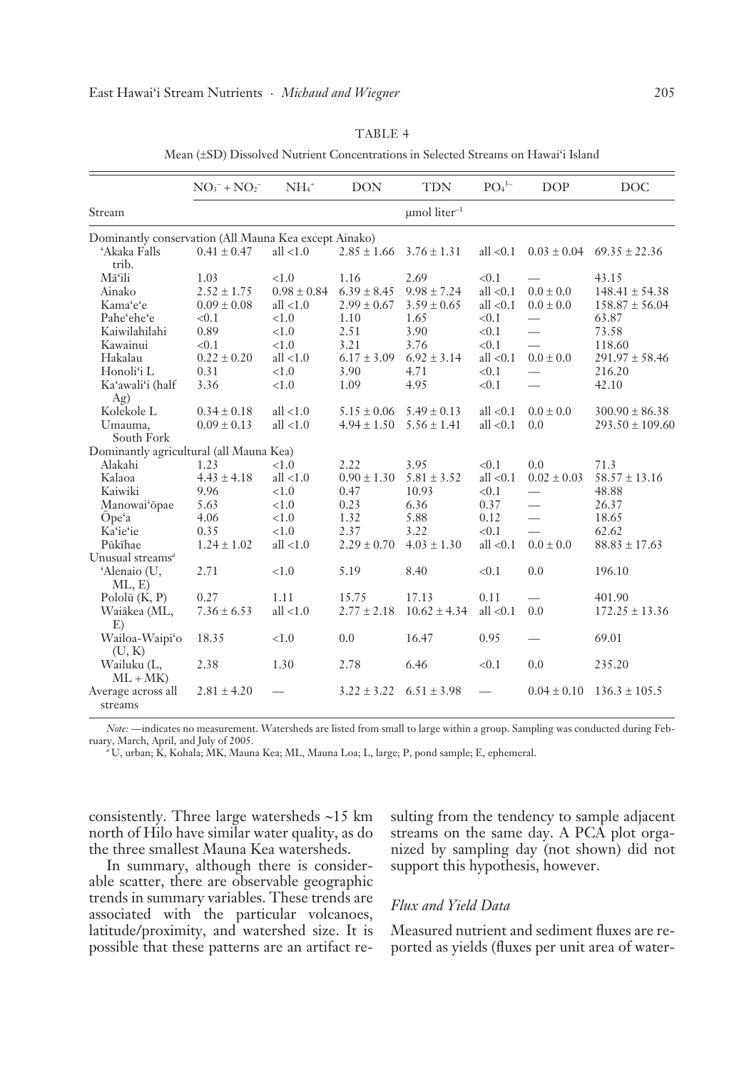TABLE 4

Mean (±SD) Dissolved Nutrient Concentrations in Selected Streams on Hawai'i Island

| Stream | $NO_3^- + NO_2^-$ | $NH_4^+$ | DON | TDN | $PO_4^{3-}$ | DOP | DOC |
|---|---|---|---|---|---|---|---|
| | | | | μmol liter$^{-1}$ | | | |
| Dominantly conservation (All Mauna Kea except Ainako) | | | | | | | |
| 'Akaka Falls trib. | 0.41 ± 0.47 | all <1.0 | 2.85 ± 1.66 | 3.76 ± 1.31 | all <0.1 | 0.03 ± 0.04 | 69.35 ± 22.36 |
| Mā'ili | 1.03 | <1.0 | 1.16 | 2.69 | <0.1 | — | 43.15 |
| Ainako | 2.52 ± 1.75 | 0.98 ± 0.84 | 6.39 ± 8.45 | 9.98 ± 7.24 | all <0.1 | 0.0 ± 0.0 | 148.41 ± 54.38 |
| Kama'e'e | 0.09 ± 0.08 | all <1.0 | 2.99 ± 0.67 | 3.59 ± 0.65 | all <0.1 | 0.0 ± 0.0 | 158.87 ± 56.04 |
| Pahe'ehe'e | <0.1 | <1.0 | 1.10 | 1.65 | <0.1 | — | 63.87 |
| Kaiwilahilahi | 0.89 | <1.0 | 2.51 | 3.90 | <0.1 | — | 73.58 |
| Kawainui | <0.1 | <1.0 | 3.21 | 3.76 | <0.1 | — | 118.60 |
| Hakalau | 0.22 ± 0.20 | all <1.0 | 6.17 ± 3.09 | 6.92 ± 3.14 | all <0.1 | 0.0 ± 0.0 | 291.97 ± 58.46 |
| Honoli'i L | 0.31 | <1.0 | 3.90 | 4.71 | <0.1 | — | 216.20 |
| Ka'awali'i (half Ag) | 3.36 | <1.0 | 1.09 | 4.95 | <0.1 | — | 42.10 |
| Kolekole L | 0.34 ± 0.18 | all <1.0 | 5.15 ± 0.06 | 5.49 ± 0.13 | all <0.1 | 0.0 ± 0.0 | 300.90 ± 86.38 |
| Umauma, South Fork | 0.09 ± 0.13 | all <1.0 | 4.94 ± 1.50 | 5.56 ± 1.41 | all <0.1 | 0.0 | 293.50 ± 109.60 |
| Dominantly agricultural (all Mauna Kea) | | | | | | | |
| Alakahi | 1.23 | <1.0 | 2.22 | 3.95 | <0.1 | 0.0 | 71.3 |
| Kalaoa | 4.43 ± 4.18 | all <1.0 | 0.90 ± 1.30 | 5.81 ± 3.52 | all <0.1 | 0.02 ± 0.03 | 58.57 ± 13.16 |
| Kaiwiki | 9.96 | <1.0 | 0.47 | 10.93 | <0.1 | — | 48.88 |
| Manowai'ōpae | 5.63 | <1.0 | 0.23 | 6.36 | 0.37 | — | 26.37 |
| Ōpe'a | 4.06 | <1.0 | 1.32 | 5.88 | 0.12 | — | 18.65 |
| Ka'ie'ie | 0.35 | <1.0 | 2.37 | 3.22 | <0.1 | — | 62.62 |
| Pūkīhae | 1.24 ± 1.02 | all <1.0 | 2.29 ± 0.70 | 4.03 ± 1.30 | all <0.1 | 0.0 ± 0.0 | 88.83 ± 17.63 |
| Unusual streams[a] | | | | | | | |
| 'Alenaio (U, ML, E) | 2.71 | <1.0 | 5.19 | 8.40 | <0.1 | 0.0 | 196.10 |
| Pololū (K, P) | 0.27 | 1.11 | 15.75 | 17.13 | 0.11 | — | 401.90 |
| Waiākea (ML, E) | 7.36 ± 6.53 | all <1.0 | 2.77 ± 2.18 | 10.62 ± 4.34 | all <0.1 | 0.0 | 172.25 ± 13.36 |
| Wailoa-Waipi'o (U, K) | 18.35 | <1.0 | 0.0 | 16.47 | 0.95 | — | 69.01 |
| Wailuku (L, ML + MK) | 2.38 | 1.30 | 2.78 | 6.46 | <0.1 | 0.0 | 235.20 |
| Average across all streams | 2.81 ± 4.20 | — | 3.22 ± 3.22 | 6.51 ± 3.98 | — | 0.04 ± 0.10 | 136.3 ± 105.5 |

*Note:* —indicates no measurement. Watersheds are listed from small to large within a group. Sampling was conducted during February, March, April, and July of 2005.

[a] U, urban; K, Kohala; MK, Mauna Kea; ML, Mauna Loa; L, large; P, pond sample; E, ephemeral.

consistently. Three large watersheds ~15 km north of Hilo have similar water quality, as do the three smallest Mauna Kea watersheds.

In summary, although there is considerable scatter, there are observable geographic trends in summary variables. These trends are associated with the particular volcanoes, latitude/proximity, and watershed size. It is possible that these patterns are an artifact resulting from the tendency to sample adjacent streams on the same day. A PCA plot organized by sampling day (not shown) did not support this hypothesis, however.

### *Flux and Yield Data*

Measured nutrient and sediment fluxes are reported as yields (fluxes per unit area of water-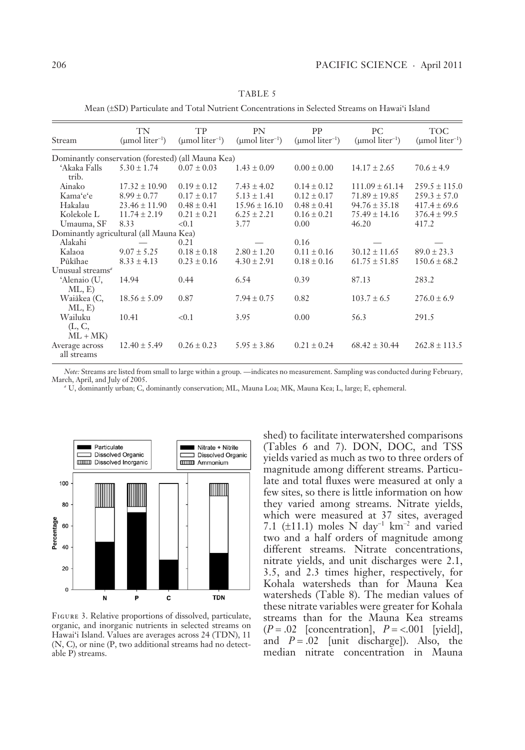TABLE 5

Mean (±SD) Particulate and Total Nutrient Concentrations in Selected Streams on Hawai'i Island

| Stream | TN (μmol liter$^{-1}$) | TP (μmol liter$^{-1}$) | PN (μmol liter$^{-1}$) | PP (μmol liter$^{-1}$) | PC (μmol liter$^{-1}$) | TOC (μmol liter$^{-1}$) |
|---|---|---|---|---|---|---|
| Dominantly conservation (forested) (all Mauna Kea) | | | | | | |
| 'Akaka Falls trib. | 5.30 ± 1.74 | 0.07 ± 0.03 | 1.43 ± 0.09 | 0.00 ± 0.00 | 14.17 ± 2.65 | 70.6 ± 4.9 |
| Ainako | 17.32 ± 10.90 | 0.19 ± 0.12 | 7.43 ± 4.02 | 0.14 ± 0.12 | 111.09 ± 61.14 | 259.5 ± 115.0 |
| Kama'e'e | 8.99 ± 0.77 | 0.17 ± 0.17 | 5.13 ± 1.41 | 0.12 ± 0.17 | 71.89 ± 19.85 | 259.3 ± 57.0 |
| Hakalau | 23.46 ± 11.90 | 0.48 ± 0.41 | 15.96 ± 16.10 | 0.48 ± 0.41 | 94.76 ± 35.18 | 417.4 ± 69.6 |
| Kolekole L | 11.74 ± 2.19 | 0.21 ± 0.21 | 6.25 ± 2.21 | 0.16 ± 0.21 | 75.49 ± 14.16 | 376.4 ± 99.5 |
| Umauma, SF | 8.33 | <0.1 | 3.77 | 0.00 | 46.20 | 417.2 |
| Dominantly agricultural (all Mauna Kea) | | | | | | |
| Alakahi | — | 0.21 | — | 0.16 | — | — |
| Kalaoa | 9.07 ± 5.25 | 0.18 ± 0.18 | 2.80 ± 1.20 | 0.11 ± 0.16 | 30.12 ± 11.65 | 89.0 ± 23.3 |
| Pūkīhae | 8.33 ± 4.13 | 0.23 ± 0.16 | 4.30 ± 2.91 | 0.18 ± 0.16 | 61.75 ± 51.85 | 150.6 ± 68.2 |
| Unusual streams[a] | | | | | | |
| 'Alenaio (U, ML, E) | 14.94 | 0.44 | 6.54 | 0.39 | 87.13 | 283.2 |
| Waiākea (C, ML, E) | 18.56 ± 5.09 | 0.87 | 7.94 ± 0.75 | 0.82 | 103.7 ± 6.5 | 276.0 ± 6.9 |
| Wailuku (L, C, ML + MK) | 10.41 | <0.1 | 3.95 | 0.00 | 56.3 | 291.5 |
| Average across all streams | 12.40 ± 5.49 | 0.26 ± 0.23 | 5.95 ± 3.86 | 0.21 ± 0.24 | 68.42 ± 30.44 | 262.8 ± 113.5 |

*Note:* Streams are listed from small to large within a group. —indicates no measurement. Sampling was conducted during February, March, April, and July of 2005.

[a] U, dominantly urban; C, dominantly conservation; ML, Mauna Loa; MK, Mauna Kea; L, large; E, ephemeral.

FIGURE 3. Relative proportions of dissolved, particulate, organic, and inorganic nutrients in selected streams on Hawai'i Island. Values are averages across 24 (TDN), 11 (N, C), or nine (P, two additional streams had no detectable P) streams.

shed) to facilitate interwatershed comparisons (Tables 6 and 7). DON, DOC, and TSS yields varied as much as two to three orders of magnitude among different streams. Particulate and total fluxes were measured at only a few sites, so there is little information on how they varied among streams. Nitrate yields, which were measured at 37 sites, averaged 7.1 (±11.1) moles N day$^{-1}$ km$^{-2}$ and varied two and a half orders of magnitude among different streams. Nitrate concentrations, nitrate yields, and unit discharges were 2.1, 3.5, and 2.3 times higher, respectively, for Kohala watersheds than for Mauna Kea watersheds (Table 8). The median values of these nitrate variables were greater for Kohala streams than for the Mauna Kea streams ($P = .02$ [concentration], $P = <.001$ [yield], and $P = .02$ [unit discharge]). Also, the median nitrate concentration in Mauna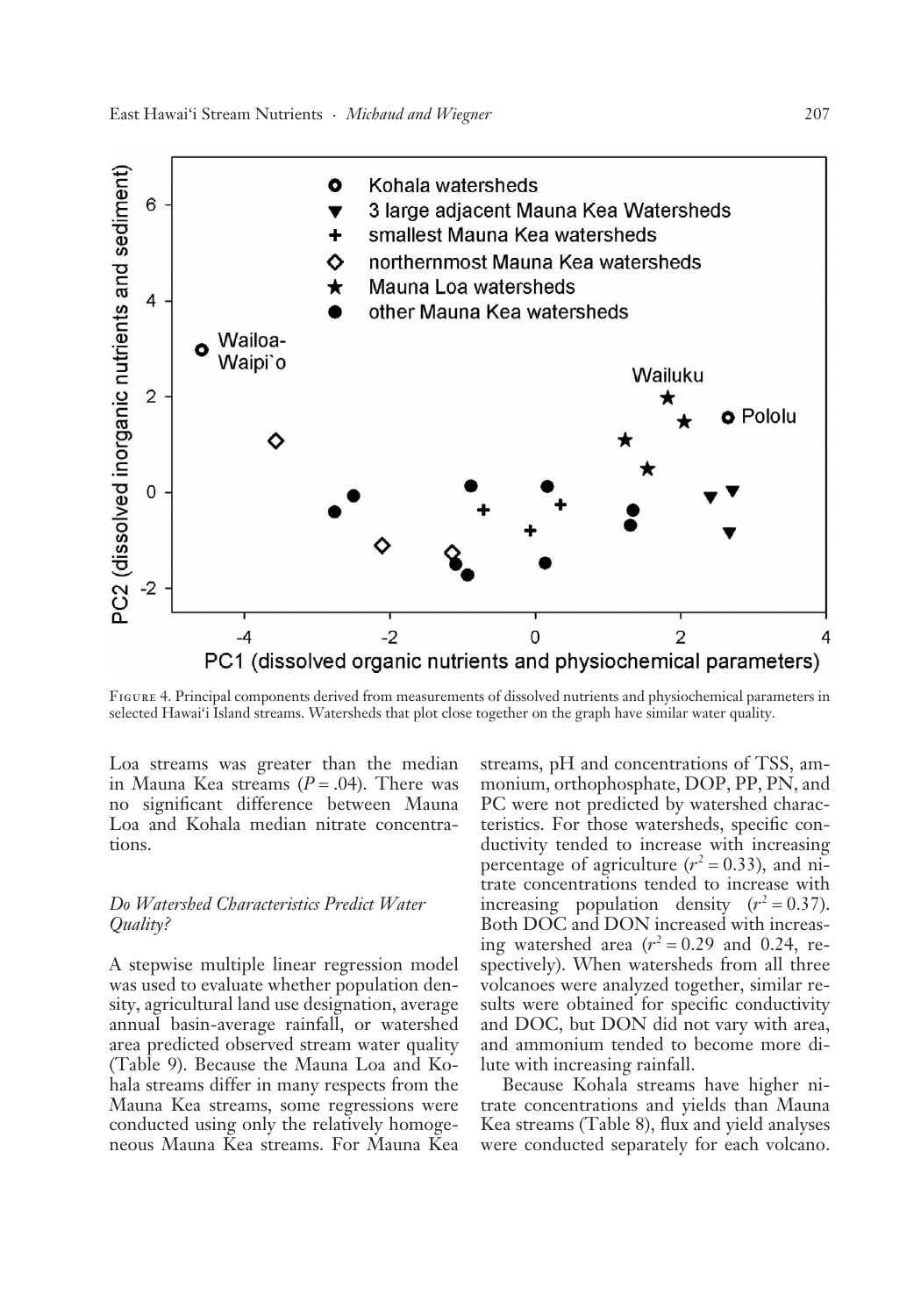FIGURE 4. Principal components derived from measurements of dissolved nutrients and physiochemical parameters in selected Hawai'i Island streams. Watersheds that plot close together on the graph have similar water quality.

Loa streams was greater than the median in Mauna Kea streams ($P = .04$). There was no significant difference between Mauna Loa and Kohala median nitrate concentrations.

### *Do Watershed Characteristics Predict Water Quality?*

A stepwise multiple linear regression model was used to evaluate whether population density, agricultural land use designation, average annual basin-average rainfall, or watershed area predicted observed stream water quality (Table 9). Because the Mauna Loa and Kohala streams differ in many respects from the Mauna Kea streams, some regressions were conducted using only the relatively homogeneous Mauna Kea streams. For Mauna Kea streams, pH and concentrations of TSS, ammonium, orthophosphate, DOP, PP, PN, and PC were not predicted by watershed characteristics. For those watersheds, specific conductivity tended to increase with increasing percentage of agriculture ($r^2 = 0.33$), and nitrate concentrations tended to increase with increasing population density ($r^2 = 0.37$). Both DOC and DON increased with increasing watershed area ($r^2 = 0.29$ and 0.24, respectively). When watersheds from all three volcanoes were analyzed together, similar results were obtained for specific conductivity and DOC, but DON did not vary with area, and ammonium tended to become more dilute with increasing rainfall.

Because Kohala streams have higher nitrate concentrations and yields than Mauna Kea streams (Table 8), flux and yield analyses were conducted separately for each volcano.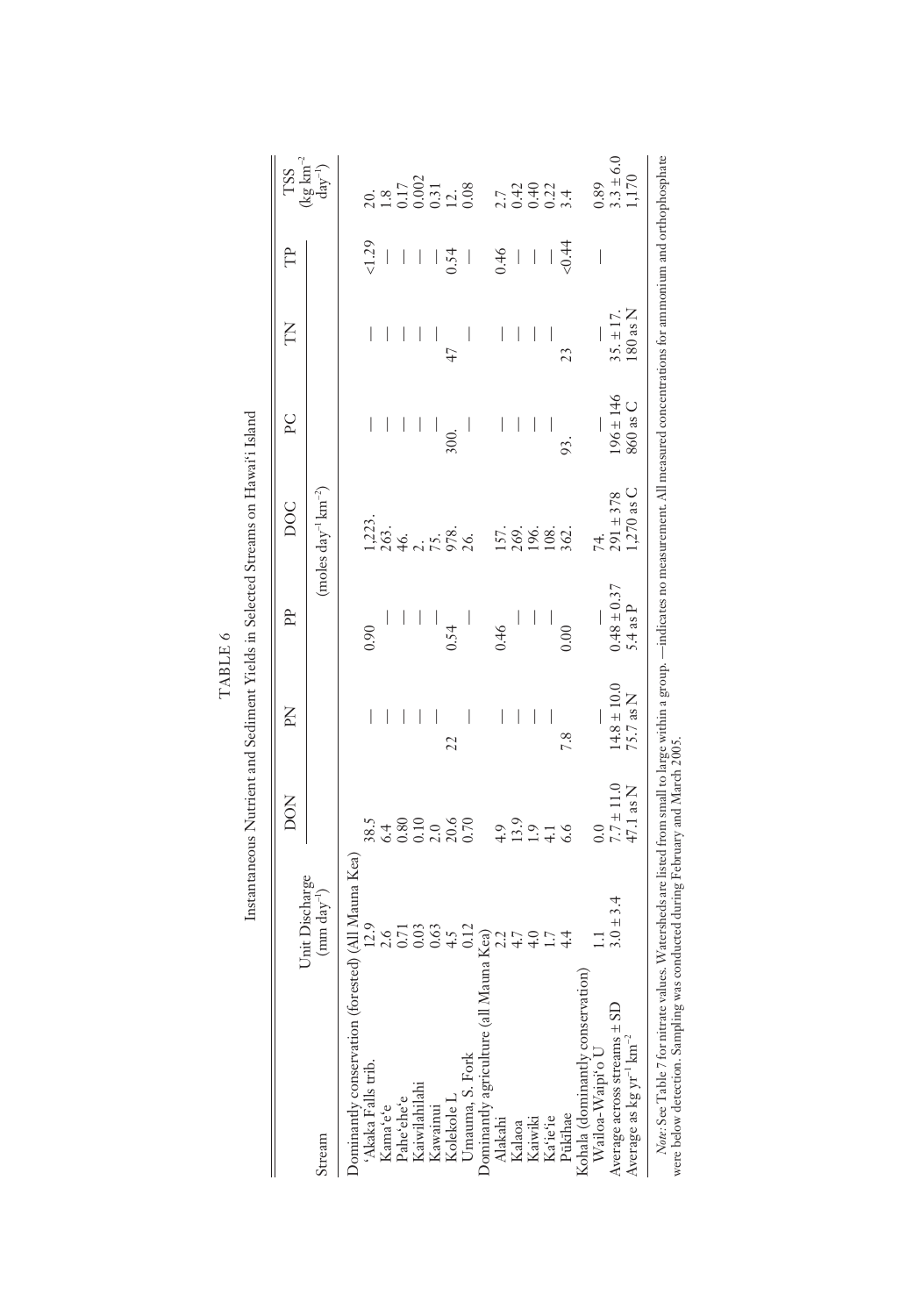TABLE 6

Instantaneous Nutrient and Sediment Yields in Selected Streams on Hawai'i Island

| Stream | Unit Discharge ($mm\ day^{-1}$) | DON | PN | PP | DOC | PC | TN | TP | TSS ($kg\ km^{-2}\ day^{-1}$) |
|---|---|---|---|---|---|---|---|---|---|
| | | | | | (moles $day^{-1}\ km^{-2}$) | | | | |
| Dominantly conservation (forested) (All Mauna Kea) | | | | | | | | | |
| 'Akaka Falls trib. | 12.9 | 38.5 | — | 0.90 | 1,223. | — | — | <1.29 | 20. |
| Kama'e'e | 2.6 | 6.4 | — | — | 263. | — | — | — | 1.8 |
| Pahe'ehe'e | 0.71 | 0.80 | — | — | 46. | — | — | — | 0.17 |
| Kaiwilahilahi | 0.03 | 0.10 | — | — | 2. | — | — | — | 0.002 |
| Kawainui | 0.63 | 2.0 | — | — | 75. | — | — | — | 0.31 |
| Kolekole L. | 4.5 | 20.6 | 22 | 0.54 | 978. | 300. | 47 | 0.54 | 12. |
| Umauma, S. Fork | 0.12 | 0.70 | — | — | 26. | — | — | — | 0.08 |
| Dominantly agriculture (all Mauna Kea) | | | | | | | | | |
| Alakahi | 2.2 | 4.9 | — | 0.46 | 157. | — | — | 0.46 | 2.7 |
| Kalaoa | 4.7 | 13.9 | — | — | 269. | — | — | — | 0.42 |
| Kaiwiki | 4.0 | 1.9 | — | — | 196. | — | — | — | 0.40 |
| Ka'ie'ie | 1.7 | 4.1 | — | — | 108. | — | — | — | 0.22 |
| Pūkīhae | 4.4 | 6.6 | 7.8 | 0.00 | 362. | 93. | 23 | <0.44 | 3.4 |
| Kohala (dominantly conservation) | | | | | | | | | |
| Wailoa-Waipi'o U | 1.1 | 0.0 | — | — | 74. | — | — | — | 0.89 |
| Average across streams ± SD | 3.0 ± 3.4 | 7.7 ± 11.0 | 14.8 ± 10.0 | 0.48 ± 0.37 | 291 ± 378 | 196 ± 146 | 35. ± 17. | | 3.3 ± 6.0 |
| Average as $kg\ yr^{-1}\ km^{-2}$ | | 47.1 as N | 75.7 as N | 5.4 as P | 1,270 as C | 860 as C | 180 as N | | 1,170 |

*Note*: See Table 7 for nitrate values. Watersheds are listed from small to large within a group. —indicates no measurement. All measured concentrations for ammonium and orthophosphate were below detection. Sampling was conducted during February and March 2005.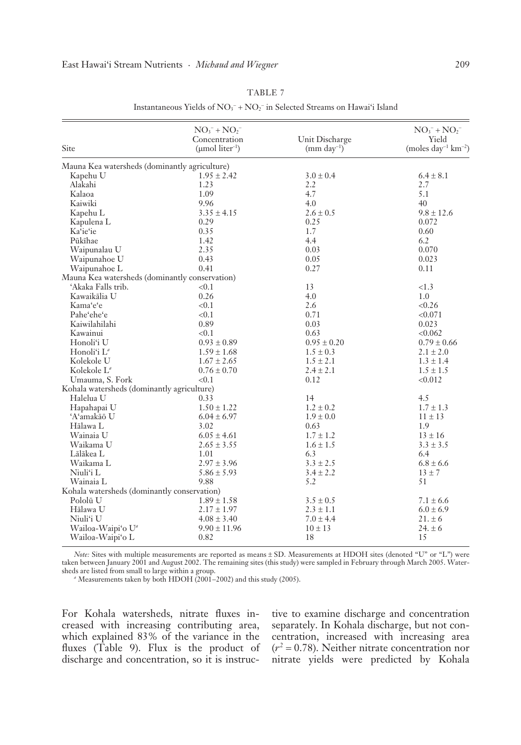TABLE 7

Instantaneous Yields of $NO_3^- + NO_2^-$ in Selected Streams on Hawai'i Island

| Site | $NO_3^- + NO_2^-$ Concentration (μmol liter$^{-1}$) | Unit Discharge (mm day$^{-1}$) | $NO_3^- + NO_2^-$ Yield (moles day$^{-1}$ km$^{-2}$) |
|---|---|---|---|
| Mauna Kea watersheds (dominantly agriculture) | | | |
| Kapehu U | 1.95 ± 2.42 | 3.0 ± 0.4 | 6.4 ± 8.1 |
| Alakahi | 1.23 | 2.2 | 2.7 |
| Kalaoa | 1.09 | 4.7 | 5.1 |
| Kaiwiki | 9.96 | 4.0 | 40 |
| Kapehu L | 3.35 ± 4.15 | 2.6 ± 0.5 | 9.8 ± 12.6 |
| Kapulena L | 0.29 | 0.25 | 0.072 |
| Ka'ie'ie | 0.35 | 1.7 | 0.60 |
| Pūkīhae | 1.42 | 4.4 | 6.2 |
| Waipunalau U | 2.35 | 0.03 | 0.070 |
| Waipunahoe U | 0.43 | 0.05 | 0.023 |
| Waipunahoe L | 0.41 | 0.27 | 0.11 |
| Mauna Kea watersheds (dominantly conservation) | | | |
| 'Akaka Falls trib. | <0.1 | 13 | <1.3 |
| Kawaikālia U | 0.26 | 4.0 | 1.0 |
| Kama'e'e | <0.1 | 2.6 | <0.26 |
| Pahe'ehe'e | <0.1 | 0.71 | <0.071 |
| Kaiwilahilahi | 0.89 | 0.03 | 0.023 |
| Kawainui | <0.1 | 0.63 | <0.062 |
| Honoli'i U | 0.93 ± 0.89 | 0.95 ± 0.20 | 0.79 ± 0.66 |
| Honoli'i L[a] | 1.59 ± 1.68 | 1.5 ± 0.3 | 2.1 ± 2.0 |
| Kolekole U | 1.67 ± 2.65 | 1.5 ± 2.1 | 1.3 ± 1.4 |
| Kolekole L[a] | 0.76 ± 0.70 | 2.4 ± 2.1 | 1.5 ± 1.5 |
| Umauma, S. Fork | <0.1 | 0.12 | <0.012 |
| Kohala watersheds (dominantly agriculture) | | | |
| Halelua U | 0.33 | 14 | 4.5 |
| Hapahapai U | 1.50 ± 1.22 | 1.2 ± 0.2 | 1.7 ± 1.3 |
| 'A'amakāō U | 6.04 ± 6.97 | 1.9 ± 0.0 | 11 ± 13 |
| Hālawa L | 3.02 | 0.63 | 1.9 |
| Wainaia U | 6.05 ± 4.61 | 1.7 ± 1.2 | 13 ± 16 |
| Waikama U | 2.65 ± 3.55 | 1.6 ± 1.5 | 3.3 ± 3.5 |
| Lālākea L | 1.01 | 6.3 | 6.4 |
| Waikama L | 2.97 ± 3.96 | 3.3 ± 2.5 | 6.8 ± 6.6 |
| Niuli'i L | 5.86 ± 5.93 | 3.4 ± 2.2 | 13 ± 7 |
| Wainaia L | 9.88 | 5.2 | 51 |
| Kohala watersheds (dominantly conservation) | | | |
| Pololū U | 1.89 ± 1.58 | 3.5 ± 0.5 | 7.1 ± 6.6 |
| Hālawa U | 2.17 ± 1.97 | 2.3 ± 1.1 | 6.0 ± 6.9 |
| Niuli'i U | 4.08 ± 3.40 | 7.0 ± 4.4 | 21. ± 6 |
| Wailoa-Waipi'o U[a] | 9.90 ± 11.96 | 10 ± 13 | 24. ± 6 |
| Wailoa-Waipi'o L | 0.82 | 18 | 15 |

*Note:* Sites with multiple measurements are reported as means ± SD. Measurements at HDOH sites (denoted "U" or "L") were taken between January 2001 and August 2002. The remaining sites (this study) were sampled in February through March 2005. Watersheds are listed from small to large within a group.

[a] Measurements taken by both HDOH (2001–2002) and this study (2005).

For Kohala watersheds, nitrate fluxes increased with increasing contributing area, which explained 83% of the variance in the fluxes (Table 9). Flux is the product of discharge and concentration, so it is instructive to examine discharge and concentration separately. In Kohala discharge, but not concentration, increased with increasing area ($r^2 = 0.78$). Neither nitrate concentration nor nitrate yields were predicted by Kohala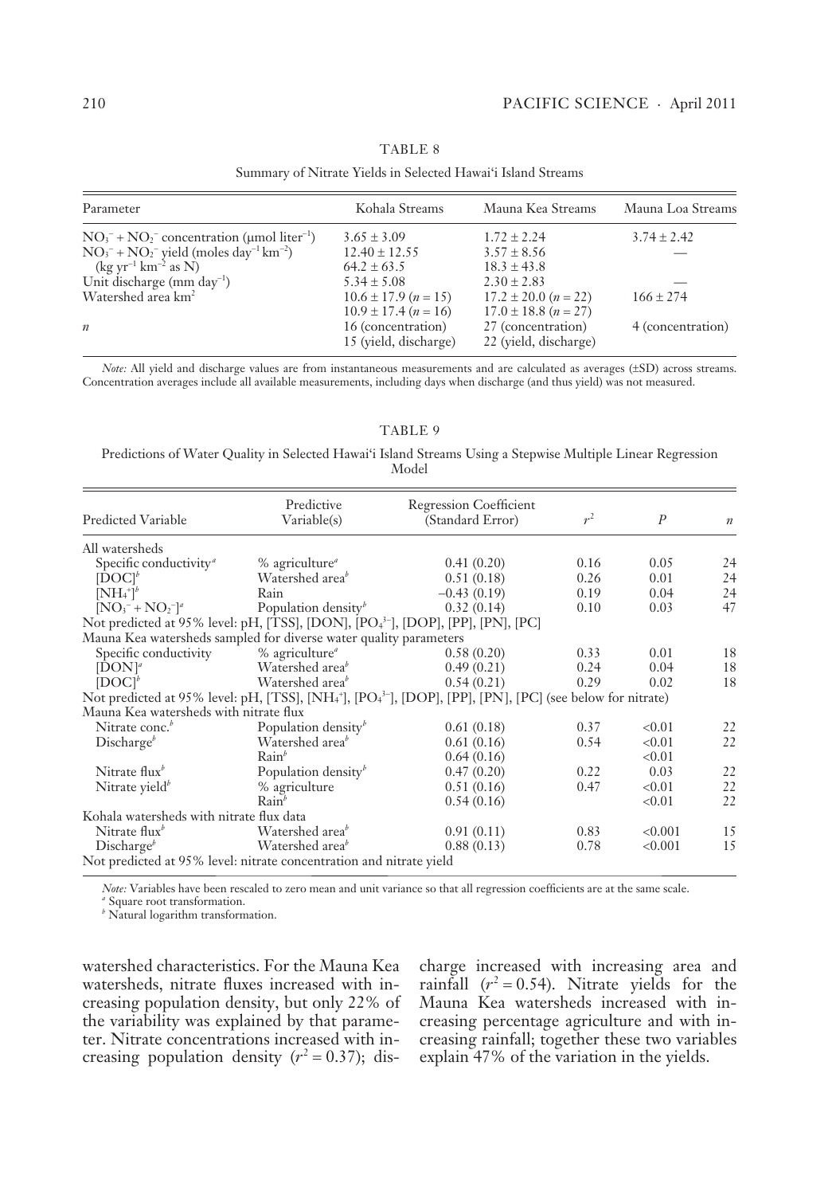TABLE 8

Summary of Nitrate Yields in Selected Hawai'i Island Streams

| Parameter | Kohala Streams | Mauna Kea Streams | Mauna Loa Streams |
|---|---|---|---|
| $NO_3^- + NO_2^-$ concentration (μmol liter$^{-1}$) | 3.65 ± 3.09 | 1.72 ± 2.24 | 3.74 ± 2.42 |
| $NO_3^- + NO_2^-$ yield (moles day$^{-1}$ km$^{-2}$) | 12.40 ± 12.55 | 3.57 ± 8.56 | — |
| (kg yr$^{-1}$ km$^{-2}$ as N) | 64.2 ± 63.5 | 18.3 ± 43.8 | |
| Unit discharge (mm day$^{-1}$) | 5.34 ± 5.08 | 2.30 ± 2.83 | — |
| Watershed area km$^2$ | 10.6 ± 17.9 ($n$ = 15) | 17.2 ± 20.0 ($n$ = 22) | 166 ± 274 |
| | 10.9 ± 17.4 ($n$ = 16) | 17.0 ± 18.8 ($n$ = 27) | |
| $n$ | 16 (concentration) | 27 (concentration) | 4 (concentration) |
| | 15 (yield, discharge) | 22 (yield, discharge) | |

*Note:* All yield and discharge values are from instantaneous measurements and are calculated as averages (±SD) across streams. Concentration averages include all available measurements, including days when discharge (and thus yield) was not measured.

TABLE 9

Predictions of Water Quality in Selected Hawai'i Island Streams Using a Stepwise Multiple Linear Regression Model

| Predicted Variable | Predictive Variable(s) | Regression Coefficient (Standard Error) | $r^2$ | $P$ | $n$ |
|---|---|---|---|---|---|
| All watersheds | | | | | |
| Specific conductivity[a] | % agriculture[a] | 0.41 (0.20) | 0.16 | 0.05 | 24 |
| [DOC][b] | Watershed area[b] | 0.51 (0.18) | 0.26 | 0.01 | 24 |
| $[NH_4^+]$[b] | Rain | −0.43 (0.19) | 0.19 | 0.04 | 24 |
| $[NO_3^- + NO_2^-]$[a] | Population density[b] | 0.32 (0.14) | 0.10 | 0.03 | 47 |
| Not predicted at 95% level: pH, [TSS], [DON], $[PO_4^{3-}]$, [DOP], [PP], [PN], [PC] | | | | | |
| Mauna Kea watersheds sampled for diverse water quality parameters | | | | | |
| Specific conductivity | % agriculture[a] | 0.58 (0.20) | 0.33 | 0.01 | 18 |
| [DON][a] | Watershed area[b] | 0.49 (0.21) | 0.24 | 0.04 | 18 |
| [DOC][b] | Watershed area[b] | 0.54 (0.21) | 0.29 | 0.02 | 18 |
| Not predicted at 95% level: pH, [TSS], $[NH_4^+]$, $[PO_4^{3-}]$, [DOP], [PP], [PN], [PC] (see below for nitrate) | | | | | |
| Mauna Kea watersheds with nitrate flux | | | | | |
| Nitrate conc.[b] | Population density[b] | 0.61 (0.18) | 0.37 | <0.01 | 22 |
| Discharge[b] | Watershed area[b] | 0.61 (0.16) | 0.54 | <0.01 | 22 |
| | Rain[b] | 0.64 (0.16) | | <0.01 | |
| Nitrate flux[b] | Population density[b] | 0.47 (0.20) | 0.22 | 0.03 | 22 |
| Nitrate yield[b] | % agriculture | 0.51 (0.16) | 0.47 | <0.01 | 22 |
| | Rain[b] | 0.54 (0.16) | | <0.01 | 22 |
| Kohala watersheds with nitrate flux data | | | | | |
| Nitrate flux[b] | Watershed area[b] | 0.91 (0.11) | 0.83 | <0.001 | 15 |
| Discharge[b] | Watershed area[b] | 0.88 (0.13) | 0.78 | <0.001 | 15 |
| Not predicted at 95% level: nitrate concentration and nitrate yield | | | | | |

*Note:* Variables have been rescaled to zero mean and unit variance so that all regression coefficients are at the same scale.
[a] Square root transformation.
[b] Natural logarithm transformation.

watershed characteristics. For the Mauna Kea watersheds, nitrate fluxes increased with increasing population density, but only 22% of the variability was explained by that parameter. Nitrate concentrations increased with increasing population density ($r^2 = 0.37$); discharge increased with increasing area and rainfall ($r^2 = 0.54$). Nitrate yields for the Mauna Kea watersheds increased with increasing percentage agriculture and with increasing rainfall; together these two variables explain 47% of the variation in the yields.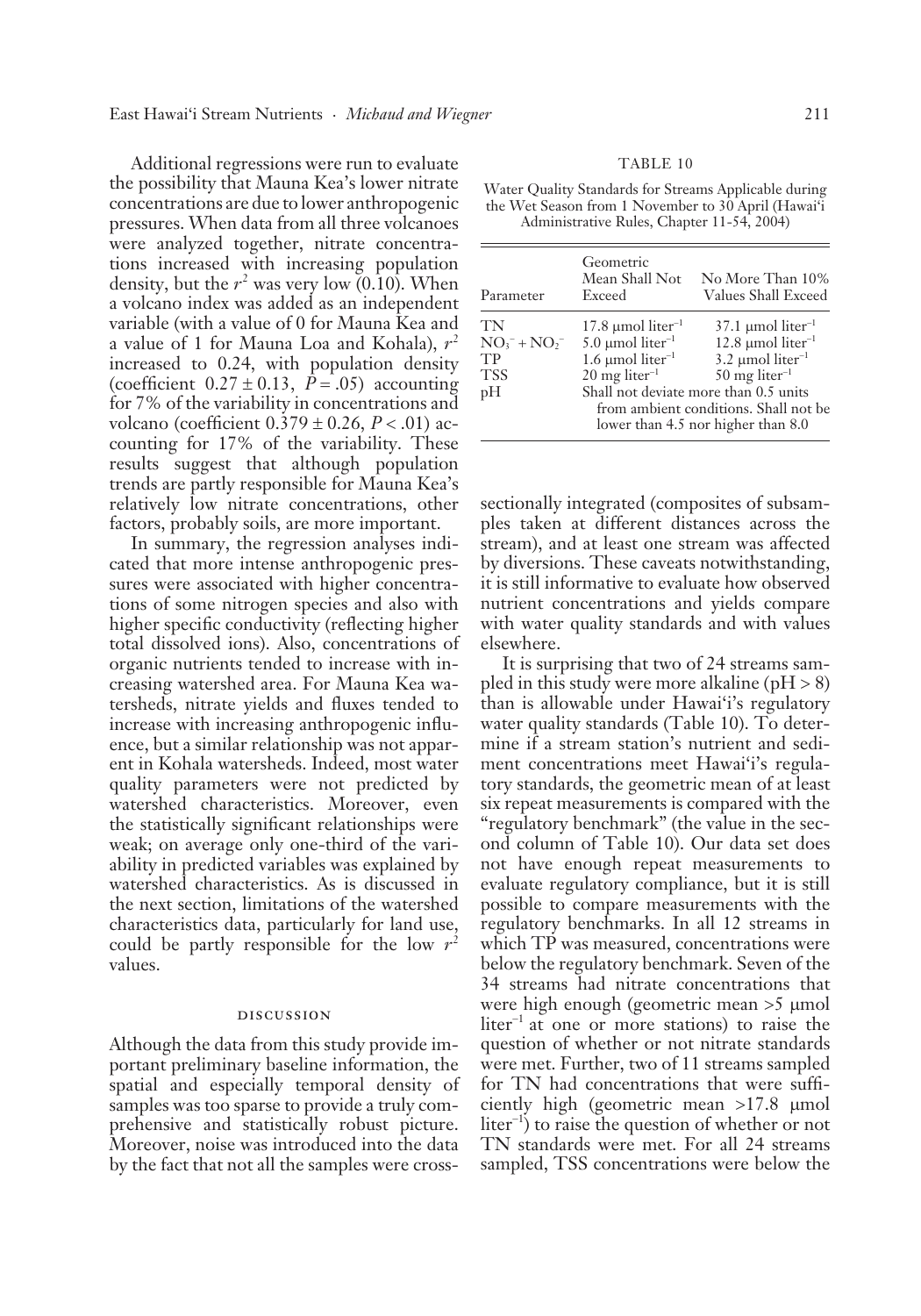Additional regressions were run to evaluate the possibility that Mauna Kea's lower nitrate concentrations are due to lower anthropogenic pressures. When data from all three volcanoes were analyzed together, nitrate concentrations increased with increasing population density, but the $r^2$ was very low (0.10). When a volcano index was added as an independent variable (with a value of 0 for Mauna Kea and a value of 1 for Mauna Loa and Kohala), $r^2$ increased to 0.24, with population density (coefficient $0.27 \pm 0.13$, $P = .05$) accounting for 7% of the variability in concentrations and volcano (coefficient $0.379 \pm 0.26$, $P < .01$) accounting for 17% of the variability. These results suggest that although population trends are partly responsible for Mauna Kea's relatively low nitrate concentrations, other factors, probably soils, are more important.

In summary, the regression analyses indicated that more intense anthropogenic pressures were associated with higher concentrations of some nitrogen species and also with higher specific conductivity (reflecting higher total dissolved ions). Also, concentrations of organic nutrients tended to increase with increasing watershed area. For Mauna Kea watersheds, nitrate yields and fluxes tended to increase with increasing anthropogenic influence, but a similar relationship was not apparent in Kohala watersheds. Indeed, most water quality parameters were not predicted by watershed characteristics. Moreover, even the statistically significant relationships were weak; on average only one-third of the variability in predicted variables was explained by watershed characteristics. As is discussed in the next section, limitations of the watershed characteristics data, particularly for land use, could be partly responsible for the low $r^2$ values.

## DISCUSSION

Although the data from this study provide important preliminary baseline information, the spatial and especially temporal density of samples was too sparse to provide a truly comprehensive and statistically robust picture. Moreover, noise was introduced into the data by the fact that not all the samples were cross-sectionally integrated (composites of subsamples taken at different distances across the stream), and at least one stream was affected by diversions. These caveats notwithstanding, it is still informative to evaluate how observed nutrient concentrations and yields compare with water quality standards and with values elsewhere.

TABLE 10

Water Quality Standards for Streams Applicable during the Wet Season from 1 November to 30 April (Hawai'i Administrative Rules, Chapter 11-54, 2004)

| Parameter | Geometric Mean Shall Not Exceed | No More Than 10% Values Shall Exceed |
|---|---|---|
| TN | 17.8 μmol $liter^{-1}$ | 37.1 μmol $liter^{-1}$ |
| $NO_3^- + NO_2^-$ | 5.0 μmol $liter^{-1}$ | 12.8 μmol $liter^{-1}$ |
| TP | 1.6 μmol $liter^{-1}$ | 3.2 μmol $liter^{-1}$ |
| TSS | 20 mg $liter^{-1}$ | 50 mg $liter^{-1}$ |
| pH | Shall not deviate more than 0.5 units from ambient conditions. Shall not be lower than 4.5 nor higher than 8.0 | |

It is surprising that two of 24 streams sampled in this study were more alkaline (pH > 8) than is allowable under Hawai'i's regulatory water quality standards (Table 10). To determine if a stream station's nutrient and sediment concentrations meet Hawai'i's regulatory standards, the geometric mean of at least six repeat measurements is compared with the "regulatory benchmark" (the value in the second column of Table 10). Our data set does not have enough repeat measurements to evaluate regulatory compliance, but it is still possible to compare measurements with the regulatory benchmarks. In all 12 streams in which TP was measured, concentrations were below the regulatory benchmark. Seven of the 34 streams had nitrate concentrations that were high enough (geometric mean >5 μmol $liter^{-1}$ at one or more stations) to raise the question of whether or not nitrate standards were met. Further, two of 11 streams sampled for TN had concentrations that were sufficiently high (geometric mean >17.8 μmol $liter^{-1}$) to raise the question of whether or not TN standards were met. For all 24 streams sampled, TSS concentrations were below the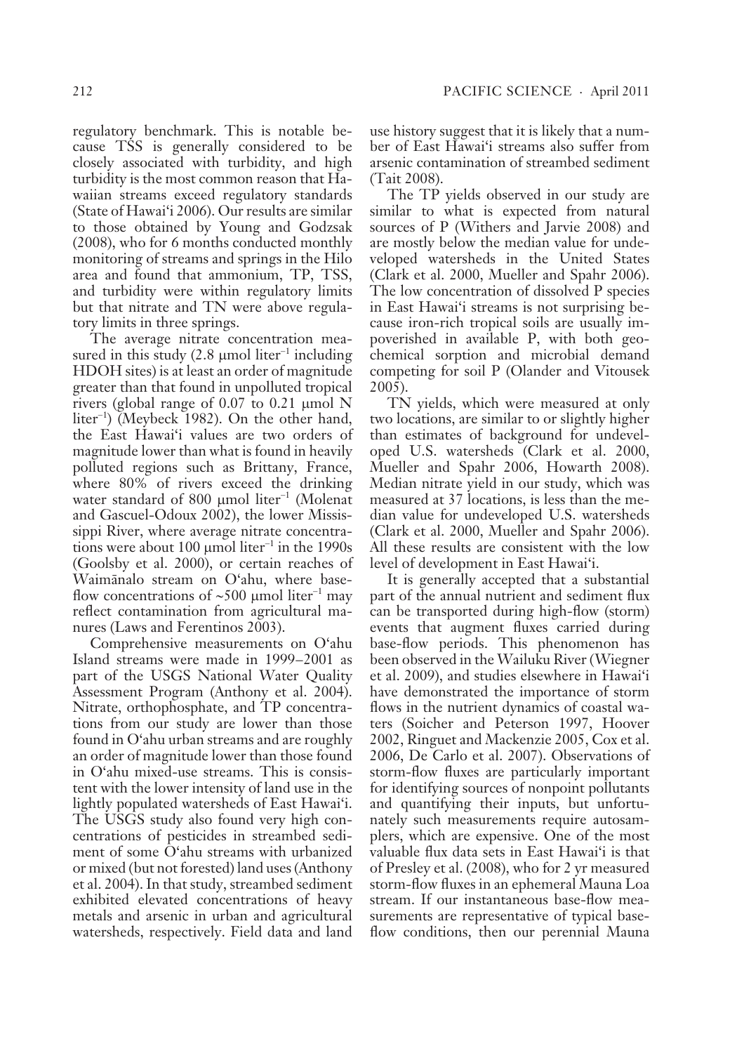regulatory benchmark. This is notable because TSS is generally considered to be closely associated with turbidity, and high turbidity is the most common reason that Hawaiian streams exceed regulatory standards (State of Hawai'i 2006). Our results are similar to those obtained by Young and Godzsak (2008), who for 6 months conducted monthly monitoring of streams and springs in the Hilo area and found that ammonium, TP, TSS, and turbidity were within regulatory limits but that nitrate and TN were above regulatory limits in three springs.

The average nitrate concentration measured in this study (2.8 μmol liter$^{-1}$ including HDOH sites) is at least an order of magnitude greater than that found in unpolluted tropical rivers (global range of 0.07 to 0.21 μmol N liter$^{-1}$) (Meybeck 1982). On the other hand, the East Hawai'i values are two orders of magnitude lower than what is found in heavily polluted regions such as Brittany, France, where 80% of rivers exceed the drinking water standard of 800 μmol liter$^{-1}$ (Molenat and Gascuel-Odoux 2002), the lower Mississippi River, where average nitrate concentrations were about 100 μmol liter$^{-1}$ in the 1990s (Goolsby et al. 2000), or certain reaches of Waimānalo stream on O'ahu, where base-flow concentrations of ~500 μmol liter$^{-1}$ may reflect contamination from agricultural manures (Laws and Ferentinos 2003).

Comprehensive measurements on O'ahu Island streams were made in 1999–2001 as part of the USGS National Water Quality Assessment Program (Anthony et al. 2004). Nitrate, orthophosphate, and TP concentrations from our study are lower than those found in O'ahu urban streams and are roughly an order of magnitude lower than those found in O'ahu mixed-use streams. This is consistent with the lower intensity of land use in the lightly populated watersheds of East Hawai'i. The USGS study also found very high concentrations of pesticides in streambed sediment of some O'ahu streams with urbanized or mixed (but not forested) land uses (Anthony et al. 2004). In that study, streambed sediment exhibited elevated concentrations of heavy metals and arsenic in urban and agricultural watersheds, respectively. Field data and land use history suggest that it is likely that a number of East Hawai'i streams also suffer from arsenic contamination of streambed sediment (Tait 2008).

The TP yields observed in our study are similar to what is expected from natural sources of P (Withers and Jarvie 2008) and are mostly below the median value for undeveloped watersheds in the United States (Clark et al. 2000, Mueller and Spahr 2006). The low concentration of dissolved P species in East Hawai'i streams is not surprising because iron-rich tropical soils are usually impoverished in available P, with both geochemical sorption and microbial demand competing for soil P (Olander and Vitousek 2005).

TN yields, which were measured at only two locations, are similar to or slightly higher than estimates of background for undeveloped U.S. watersheds (Clark et al. 2000, Mueller and Spahr 2006, Howarth 2008). Median nitrate yield in our study, which was measured at 37 locations, is less than the median value for undeveloped U.S. watersheds (Clark et al. 2000, Mueller and Spahr 2006). All these results are consistent with the low level of development in East Hawai'i.

It is generally accepted that a substantial part of the annual nutrient and sediment flux can be transported during high-flow (storm) events that augment fluxes carried during base-flow periods. This phenomenon has been observed in the Wailuku River (Wiegner et al. 2009), and studies elsewhere in Hawai'i have demonstrated the importance of storm flows in the nutrient dynamics of coastal waters (Soicher and Peterson 1997, Hoover 2002, Ringuet and Mackenzie 2005, Cox et al. 2006, De Carlo et al. 2007). Observations of storm-flow fluxes are particularly important for identifying sources of nonpoint pollutants and quantifying their inputs, but unfortunately such measurements require autosamplers, which are expensive. One of the most valuable flux data sets in East Hawai'i is that of Presley et al. (2008), who for 2 yr measured storm-flow fluxes in an ephemeral Mauna Loa stream. If our instantaneous base-flow measurements are representative of typical base-flow conditions, then our perennial Mauna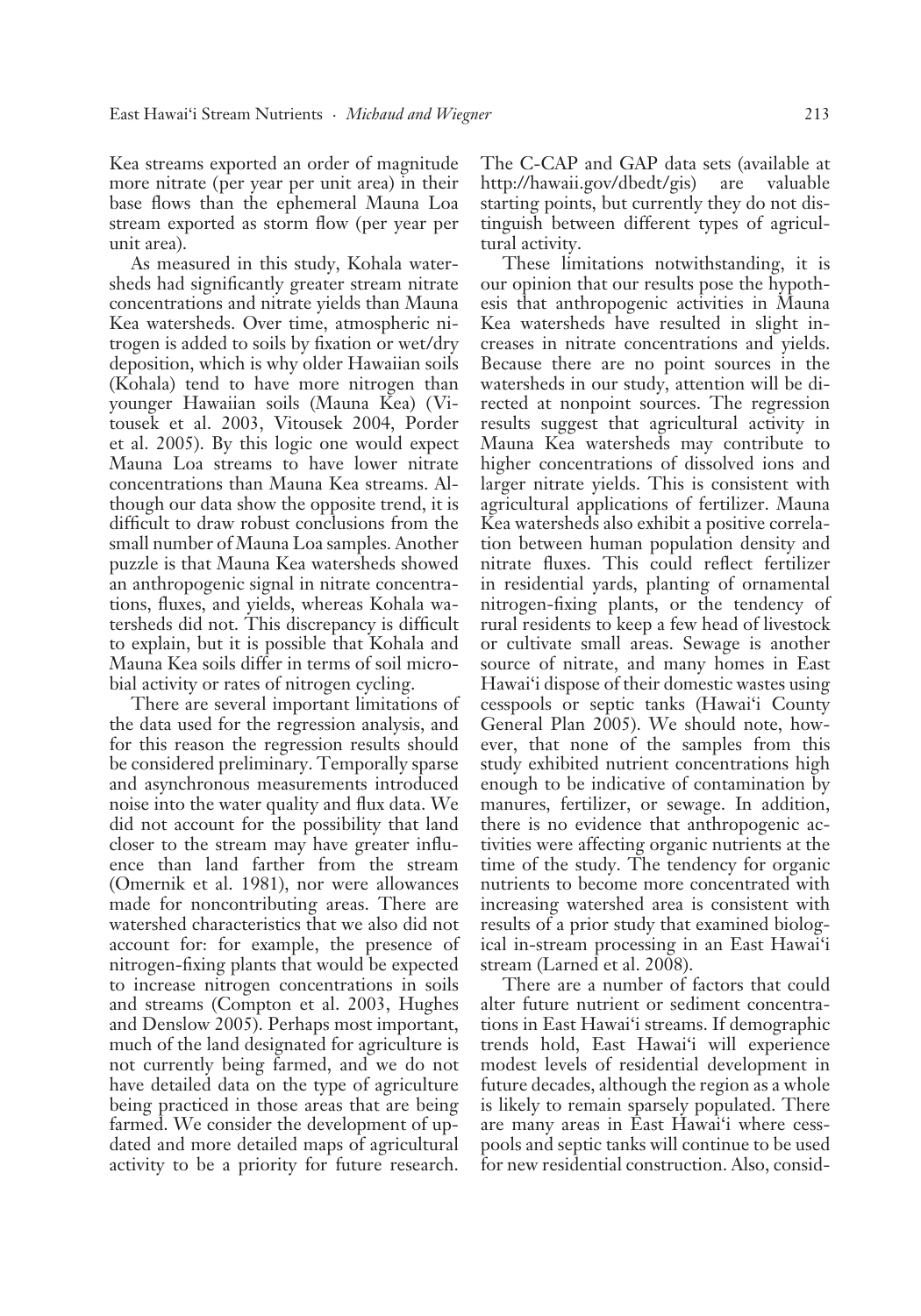Kea streams exported an order of magnitude more nitrate (per year per unit area) in their base flows than the ephemeral Mauna Loa stream exported as storm flow (per year per unit area).

As measured in this study, Kohala watersheds had significantly greater stream nitrate concentrations and nitrate yields than Mauna Kea watersheds. Over time, atmospheric nitrogen is added to soils by fixation or wet/dry deposition, which is why older Hawaiian soils (Kohala) tend to have more nitrogen than younger Hawaiian soils (Mauna Kea) (Vitousek et al. 2003, Vitousek 2004, Porder et al. 2005). By this logic one would expect Mauna Loa streams to have lower nitrate concentrations than Mauna Kea streams. Although our data show the opposite trend, it is difficult to draw robust conclusions from the small number of Mauna Loa samples. Another puzzle is that Mauna Kea watersheds showed an anthropogenic signal in nitrate concentrations, fluxes, and yields, whereas Kohala watersheds did not. This discrepancy is difficult to explain, but it is possible that Kohala and Mauna Kea soils differ in terms of soil microbial activity or rates of nitrogen cycling.

There are several important limitations of the data used for the regression analysis, and for this reason the regression results should be considered preliminary. Temporally sparse and asynchronous measurements introduced noise into the water quality and flux data. We did not account for the possibility that land closer to the stream may have greater influence than land farther from the stream (Omernik et al. 1981), nor were allowances made for noncontributing areas. There are watershed characteristics that we also did not account for: for example, the presence of nitrogen-fixing plants that would be expected to increase nitrogen concentrations in soils and streams (Compton et al. 2003, Hughes and Denslow 2005). Perhaps most important, much of the land designated for agriculture is not currently being farmed, and we do not have detailed data on the type of agriculture being practiced in those areas that are being farmed. We consider the development of updated and more detailed maps of agricultural activity to be a priority for future research. The C-CAP and GAP data sets (available at http://hawaii.gov/dbedt/gis) are valuable starting points, but currently they do not distinguish between different types of agricultural activity.

These limitations notwithstanding, it is our opinion that our results pose the hypothesis that anthropogenic activities in Mauna Kea watersheds have resulted in slight increases in nitrate concentrations and yields. Because there are no point sources in the watersheds in our study, attention will be directed at nonpoint sources. The regression results suggest that agricultural activity in Mauna Kea watersheds may contribute to higher concentrations of dissolved ions and larger nitrate yields. This is consistent with agricultural applications of fertilizer. Mauna Kea watersheds also exhibit a positive correlation between human population density and nitrate fluxes. This could reflect fertilizer in residential yards, planting of ornamental nitrogen-fixing plants, or the tendency of rural residents to keep a few head of livestock or cultivate small areas. Sewage is another source of nitrate, and many homes in East Hawai'i dispose of their domestic wastes using cesspools or septic tanks (Hawai'i County General Plan 2005). We should note, however, that none of the samples from this study exhibited nutrient concentrations high enough to be indicative of contamination by manures, fertilizer, or sewage. In addition, there is no evidence that anthropogenic activities were affecting organic nutrients at the time of the study. The tendency for organic nutrients to become more concentrated with increasing watershed area is consistent with results of a prior study that examined biological in-stream processing in an East Hawai'i stream (Larned et al. 2008).

There are a number of factors that could alter future nutrient or sediment concentrations in East Hawai'i streams. If demographic trends hold, East Hawai'i will experience modest levels of residential development in future decades, although the region as a whole is likely to remain sparsely populated. There are many areas in East Hawai'i where cesspools and septic tanks will continue to be used for new residential construction. Also, consid-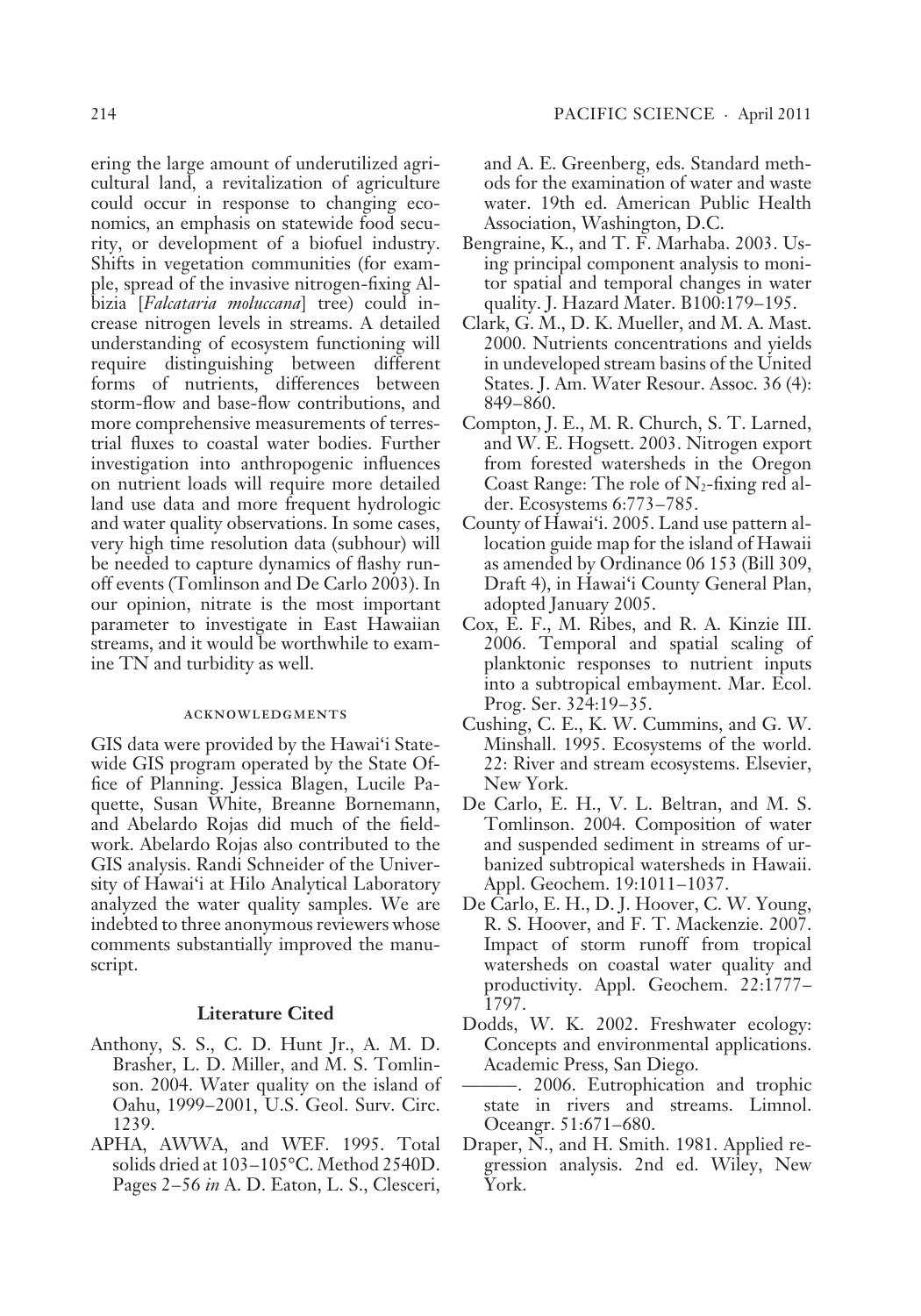ering the large amount of underutilized agricultural land, a revitalization of agriculture could occur in response to changing economics, an emphasis on statewide food security, or development of a biofuel industry. Shifts in vegetation communities (for example, spread of the invasive nitrogen-fixing Albizia [*Falcataria moluccana*] tree) could increase nitrogen levels in streams. A detailed understanding of ecosystem functioning will require distinguishing between different forms of nutrients, differences between storm-flow and base-flow contributions, and more comprehensive measurements of terrestrial fluxes to coastal water bodies. Further investigation into anthropogenic influences on nutrient loads will require more detailed land use data and more frequent hydrologic and water quality observations. In some cases, very high time resolution data (subhour) will be needed to capture dynamics of flashy runoff events (Tomlinson and De Carlo 2003). In our opinion, nitrate is the most important parameter to investigate in East Hawaiian streams, and it would be worthwhile to examine TN and turbidity as well.

## ACKNOWLEDGMENTS

GIS data were provided by the Hawai'i Statewide GIS program operated by the State Office of Planning. Jessica Blagen, Lucile Paquette, Susan White, Breanne Bornemann, and Abelardo Rojas did much of the fieldwork. Abelardo Rojas also contributed to the GIS analysis. Randi Schneider of the University of Hawai'i at Hilo Analytical Laboratory analyzed the water quality samples. We are indebted to three anonymous reviewers whose comments substantially improved the manuscript.

## Literature Cited

Anthony, S. S., C. D. Hunt Jr., A. M. D. Brasher, L. D. Miller, and M. S. Tomlinson. 2004. Water quality on the island of Oahu, 1999–2001, U.S. Geol. Surv. Circ. 1239.

APHA, AWWA, and WEF. 1995. Total solids dried at 103–105°C. Method 2540D. Pages 2–56 *in* A. D. Eaton, L. S., Clesceri, and A. E. Greenberg, eds. Standard methods for the examination of water and waste water. 19th ed. American Public Health Association, Washington, D.C.

Bengraine, K., and T. F. Marhaba. 2003. Using principal component analysis to monitor spatial and temporal changes in water quality. J. Hazard Mater. B100:179–195.

Clark, G. M., D. K. Mueller, and M. A. Mast. 2000. Nutrients concentrations and yields in undeveloped stream basins of the United States. J. Am. Water Resour. Assoc. 36 (4): 849–860.

Compton, J. E., M. R. Church, S. T. Larned, and W. E. Hogsett. 2003. Nitrogen export from forested watersheds in the Oregon Coast Range: The role of $N_2$-fixing red alder. Ecosystems 6:773–785.

County of Hawai'i. 2005. Land use pattern allocation guide map for the island of Hawaii as amended by Ordinance 06 153 (Bill 309, Draft 4), in Hawai'i County General Plan, adopted January 2005.

Cox, E. F., M. Ribes, and R. A. Kinzie III. 2006. Temporal and spatial scaling of planktonic responses to nutrient inputs into a subtropical embayment. Mar. Ecol. Prog. Ser. 324:19–35.

Cushing, C. E., K. W. Cummins, and G. W. Minshall. 1995. Ecosystems of the world. 22: River and stream ecosystems. Elsevier, New York.

De Carlo, E. H., V. L. Beltran, and M. S. Tomlinson. 2004. Composition of water and suspended sediment in streams of urbanized subtropical watersheds in Hawaii. Appl. Geochem. 19:1011–1037.

De Carlo, E. H., D. J. Hoover, C. W. Young, R. S. Hoover, and F. T. Mackenzie. 2007. Impact of storm runoff from tropical watersheds on coastal water quality and productivity. Appl. Geochem. 22:1777–1797.

Dodds, W. K. 2002. Freshwater ecology: Concepts and environmental applications. Academic Press, San Diego.

———. 2006. Eutrophication and trophic state in rivers and streams. Limnol. Oceangr. 51:671–680.

Draper, N., and H. Smith. 1981. Applied regression analysis. 2nd ed. Wiley, New York.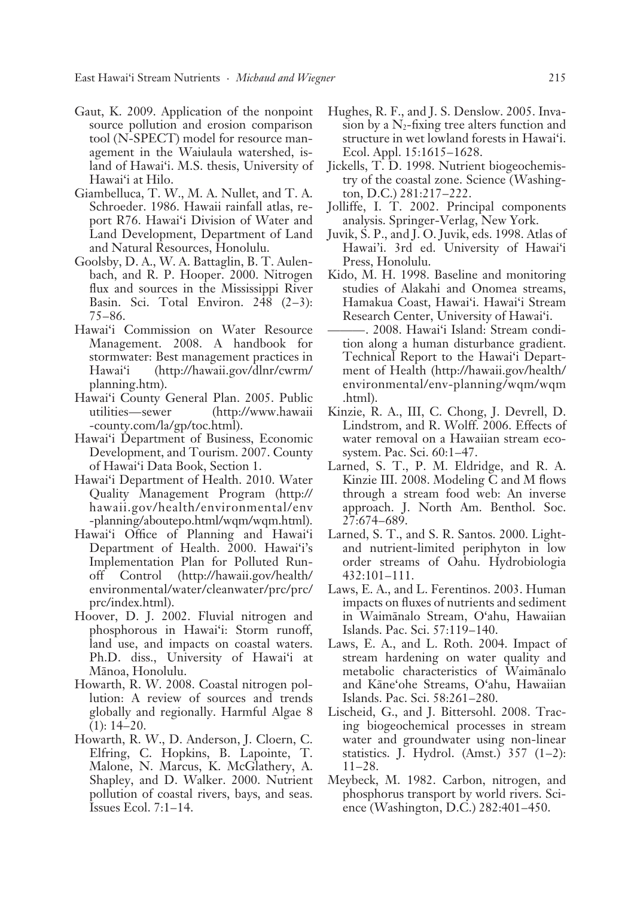Gaut, K. 2009. Application of the nonpoint source pollution and erosion comparison tool (N-SPECT) model for resource management in the Waiulaula watershed, island of Hawai'i. M.S. thesis, University of Hawai'i at Hilo.

Giambelluca, T. W., M. A. Nullet, and T. A. Schroeder. 1986. Hawaii rainfall atlas, report R76. Hawai'i Division of Water and Land Development, Department of Land and Natural Resources, Honolulu.

Goolsby, D. A., W. A. Battaglin, B. T. Aulenbach, and R. P. Hooper. 2000. Nitrogen flux and sources in the Mississippi River Basin. Sci. Total Environ. 248 (2–3): 75–86.

Hawai'i Commission on Water Resource Management. 2008. A handbook for stormwater: Best management practices in Hawai'i (http://hawaii.gov/dlnr/cwrm/planning.htm).

Hawai'i County General Plan. 2005. Public utilities—sewer (http://www.hawaii-county.com/la/gp/toc.html).

Hawai'i Department of Business, Economic Development, and Tourism. 2007. County of Hawai'i Data Book, Section 1.

Hawai'i Department of Health. 2010. Water Quality Management Program (http://hawaii.gov/health/environmental/env-planning/aboutepo.html/wqm/wqm.html).

Hawai'i Office of Planning and Hawai'i Department of Health. 2000. Hawai'i's Implementation Plan for Polluted Runoff Control (http://hawaii.gov/health/environmental/water/cleanwater/prc/prc/prc/index.html).

Hoover, D. J. 2002. Fluvial nitrogen and phosphorous in Hawai'i: Storm runoff, land use, and impacts on coastal waters. Ph.D. diss., University of Hawai'i at Mānoa, Honolulu.

Howarth, R. W. 2008. Coastal nitrogen pollution: A review of sources and trends globally and regionally. Harmful Algae 8 (1): 14–20.

Howarth, R. W., D. Anderson, J. Cloern, C. Elfring, C. Hopkins, B. Lapointe, T. Malone, N. Marcus, K. McGlathery, A. Shapley, and D. Walker. 2000. Nutrient pollution of coastal rivers, bays, and seas. Issues Ecol. 7:1–14.

Hughes, R. F., and J. S. Denslow. 2005. Invasion by a $N_2$-fixing tree alters function and structure in wet lowland forests in Hawai'i. Ecol. Appl. 15:1615–1628.

Jickells, T. D. 1998. Nutrient biogeochemistry of the coastal zone. Science (Washington, D.C.) 281:217–222.

Jolliffe, I. T. 2002. Principal components analysis. Springer-Verlag, New York.

Juvik, S. P., and J. O. Juvik, eds. 1998. Atlas of Hawai'i. 3rd ed. University of Hawai'i Press, Honolulu.

Kido, M. H. 1998. Baseline and monitoring studies of Alakahi and Onomea streams, Hamakua Coast, Hawai'i. Hawai'i Stream Research Center, University of Hawai'i.

———. 2008. Hawai'i Island: Stream condition along a human disturbance gradient. Technical Report to the Hawai'i Department of Health (http://hawaii.gov/health/environmental/env-planning/wqm/wqm.html).

Kinzie, R. A., III, C. Chong, J. Devrell, D. Lindstrom, and R. Wolff. 2006. Effects of water removal on a Hawaiian stream ecosystem. Pac. Sci. 60:1–47.

Larned, S. T., P. M. Eldridge, and R. A. Kinzie III. 2008. Modeling C and M flows through a stream food web: An inverse approach. J. North Am. Benthol. Soc. 27:674–689.

Larned, S. T., and S. R. Santos. 2000. Light- and nutrient-limited periphyton in low order streams of Oahu. Hydrobiologia 432:101–111.

Laws, E. A., and L. Ferentinos. 2003. Human impacts on fluxes of nutrients and sediment in Waimānalo Stream, O'ahu, Hawaiian Islands. Pac. Sci. 57:119–140.

Laws, E. A., and L. Roth. 2004. Impact of stream hardening on water quality and metabolic characteristics of Waimānalo and Kāne'ohe Streams, O'ahu, Hawaiian Islands. Pac. Sci. 58:261–280.

Lischeid, G., and J. Bittersohl. 2008. Tracing biogeochemical processes in stream water and groundwater using non-linear statistics. J. Hydrol. (Amst.) 357 (1–2): 11–28.

Meybeck, M. 1982. Carbon, nitrogen, and phosphorus transport by world rivers. Science (Washington, D.C.) 282:401–450.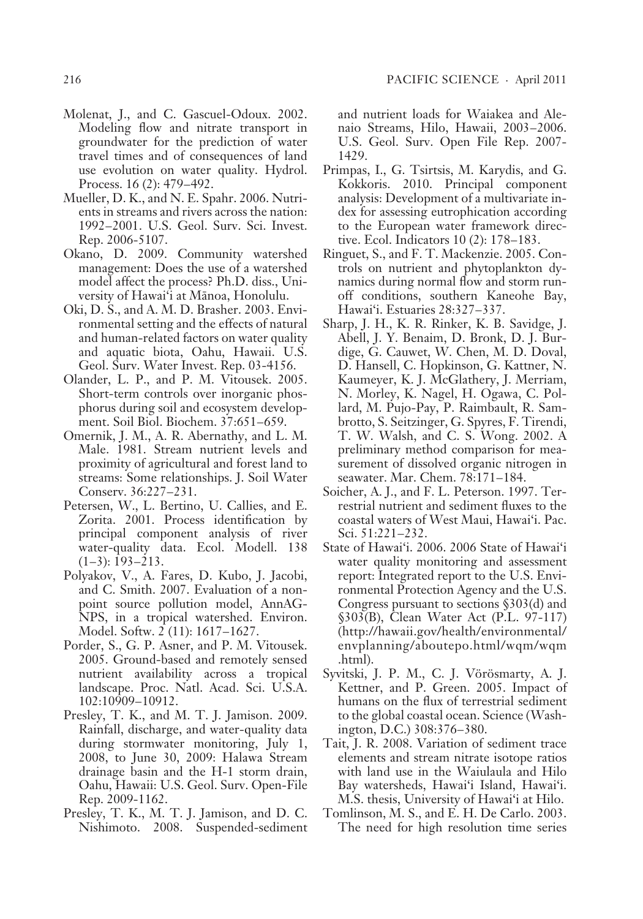Molenat, J., and C. Gascuel-Odoux. 2002. Modeling flow and nitrate transport in groundwater for the prediction of water travel times and of consequences of land use evolution on water quality. Hydrol. Process. 16 (2): 479–492.

Mueller, D. K., and N. E. Spahr. 2006. Nutrients in streams and rivers across the nation: 1992–2001. U.S. Geol. Surv. Sci. Invest. Rep. 2006-5107.

Okano, D. 2009. Community watershed management: Does the use of a watershed model affect the process? Ph.D. diss., University of Hawai'i at Mānoa, Honolulu.

Oki, D. S., and A. M. D. Brasher. 2003. Environmental setting and the effects of natural and human-related factors on water quality and aquatic biota, Oahu, Hawaii. U.S. Geol. Surv. Water Invest. Rep. 03-4156.

Olander, L. P., and P. M. Vitousek. 2005. Short-term controls over inorganic phosphorus during soil and ecosystem development. Soil Biol. Biochem. 37:651–659.

Omernik, J. M., A. R. Abernathy, and L. M. Male. 1981. Stream nutrient levels and proximity of agricultural and forest land to streams: Some relationships. J. Soil Water Conserv. 36:227–231.

Petersen, W., L. Bertino, U. Callies, and E. Zorita. 2001. Process identification by principal component analysis of river water-quality data. Ecol. Modell. 138 (1–3): 193–213.

Polyakov, V., A. Fares, D. Kubo, J. Jacobi, and C. Smith. 2007. Evaluation of a nonpoint source pollution model, AnnAG-NPS, in a tropical watershed. Environ. Model. Softw. 2 (11): 1617–1627.

Porder, S., G. P. Asner, and P. M. Vitousek. 2005. Ground-based and remotely sensed nutrient availability across a tropical landscape. Proc. Natl. Acad. Sci. U.S.A. 102:10909–10912.

Presley, T. K., and M. T. J. Jamison. 2009. Rainfall, discharge, and water-quality data during stormwater monitoring, July 1, 2008, to June 30, 2009: Halawa Stream drainage basin and the H-1 storm drain, Oahu, Hawaii: U.S. Geol. Surv. Open-File Rep. 2009-1162.

Presley, T. K., M. T. J. Jamison, and D. C. Nishimoto. 2008. Suspended-sediment and nutrient loads for Waiakea and Alenaio Streams, Hilo, Hawaii, 2003–2006. U.S. Geol. Surv. Open File Rep. 2007-1429.

Primpas, I., G. Tsirtsis, M. Karydis, and G. Kokkoris. 2010. Principal component analysis: Development of a multivariate index for assessing eutrophication according to the European water framework directive. Ecol. Indicators 10 (2): 178–183.

Ringuet, S., and F. T. Mackenzie. 2005. Controls on nutrient and phytoplankton dynamics during normal flow and storm runoff conditions, southern Kaneohe Bay, Hawai'i. Estuaries 28:327–337.

Sharp, J. H., K. R. Rinker, K. B. Savidge, J. Abell, J. Y. Benaim, D. Bronk, D. J. Burdige, G. Cauwet, W. Chen, M. D. Doval, D. Hansell, C. Hopkinson, G. Kattner, N. Kaumeyer, K. J. McGlathery, J. Merriam, N. Morley, K. Nagel, H. Ogawa, C. Pollard, M. Pujo-Pay, P. Raimbault, R. Sambrotto, S. Seitzinger, G. Spyres, F. Tirendi, T. W. Walsh, and C. S. Wong. 2002. A preliminary method comparison for measurement of dissolved organic nitrogen in seawater. Mar. Chem. 78:171–184.

Soicher, A. J., and F. L. Peterson. 1997. Terrestrial nutrient and sediment fluxes to the coastal waters of West Maui, Hawai'i. Pac. Sci. 51:221–232.

State of Hawai'i. 2006. 2006 State of Hawai'i water quality monitoring and assessment report: Integrated report to the U.S. Environmental Protection Agency and the U.S. Congress pursuant to sections §303(d) and §303(B), Clean Water Act (P.L. 97-117) (http://hawaii.gov/health/environmental/envplanning/aboutepo.html/wqm/wqm.html).

Syvitski, J. P. M., C. J. Vörösmarty, A. J. Kettner, and P. Green. 2005. Impact of humans on the flux of terrestrial sediment to the global coastal ocean. Science (Washington, D.C.) 308:376–380.

Tait, J. R. 2008. Variation of sediment trace elements and stream nitrate isotope ratios with land use in the Waiulaula and Hilo Bay watersheds, Hawai'i Island, Hawai'i. M.S. thesis, University of Hawai'i at Hilo.

Tomlinson, M. S., and E. H. De Carlo. 2003. The need for high resolution time series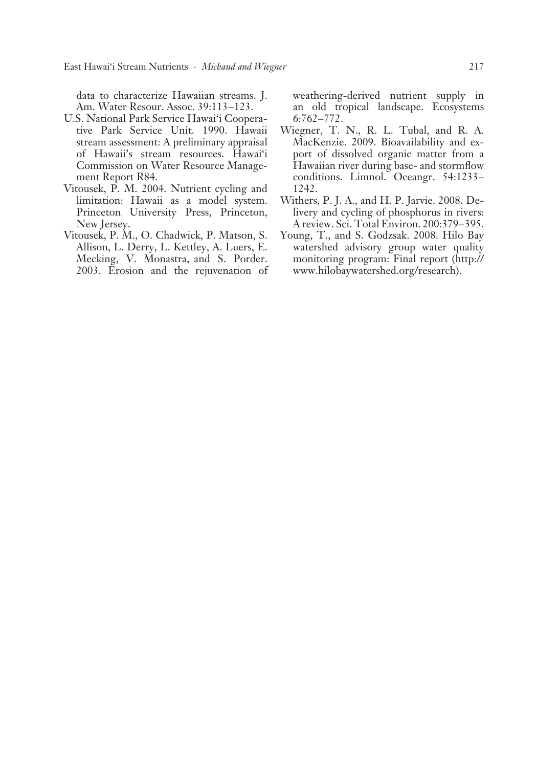data to characterize Hawaiian streams. J. Am. Water Resour. Assoc. 39:113–123.

U.S. National Park Service Hawai'i Cooperative Park Service Unit. 1990. Hawaii stream assessment: A preliminary appraisal of Hawaii's stream resources. Hawai'i Commission on Water Resource Management Report R84.

Vitousek, P. M. 2004. Nutrient cycling and limitation: Hawaii as a model system. Princeton University Press, Princeton, New Jersey.

Vitousek, P. M., O. Chadwick, P. Matson, S. Allison, L. Derry, L. Kettley, A. Luers, E. Mecking, V. Monastra, and S. Porder. 2003. Erosion and the rejuvenation of weathering-derived nutrient supply in an old tropical landscape. Ecosystems 6:762–772.

Wiegner, T. N., R. L. Tubal, and R. A. MacKenzie. 2009. Bioavailability and export of dissolved organic matter from a Hawaiian river during base- and stormflow conditions. Limnol. Oceangr. 54:1233–1242.

Withers, P. J. A., and H. P. Jarvie. 2008. Delivery and cycling of phosphorus in rivers: A review. Sci. Total Environ. 200:379–395.

Young, T., and S. Godzsak. 2008. Hilo Bay watershed advisory group water quality monitoring program: Final report (http://www.hilobaywatershed.org/research).